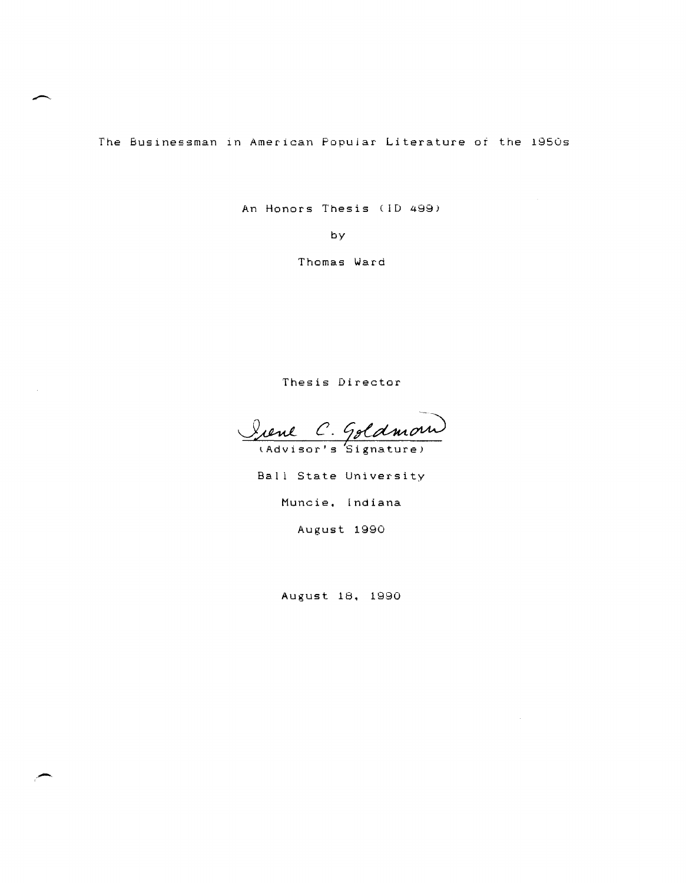# The Businessman in American Popular Literature of the 1950s

An Honors Thesis (ID 499)

by

Thomas Ward

Thesis Director

Irene C. Goldman
(Advisor's Signature)

Ball State University

Muncie, Indiana

August 1990

August 18, 1990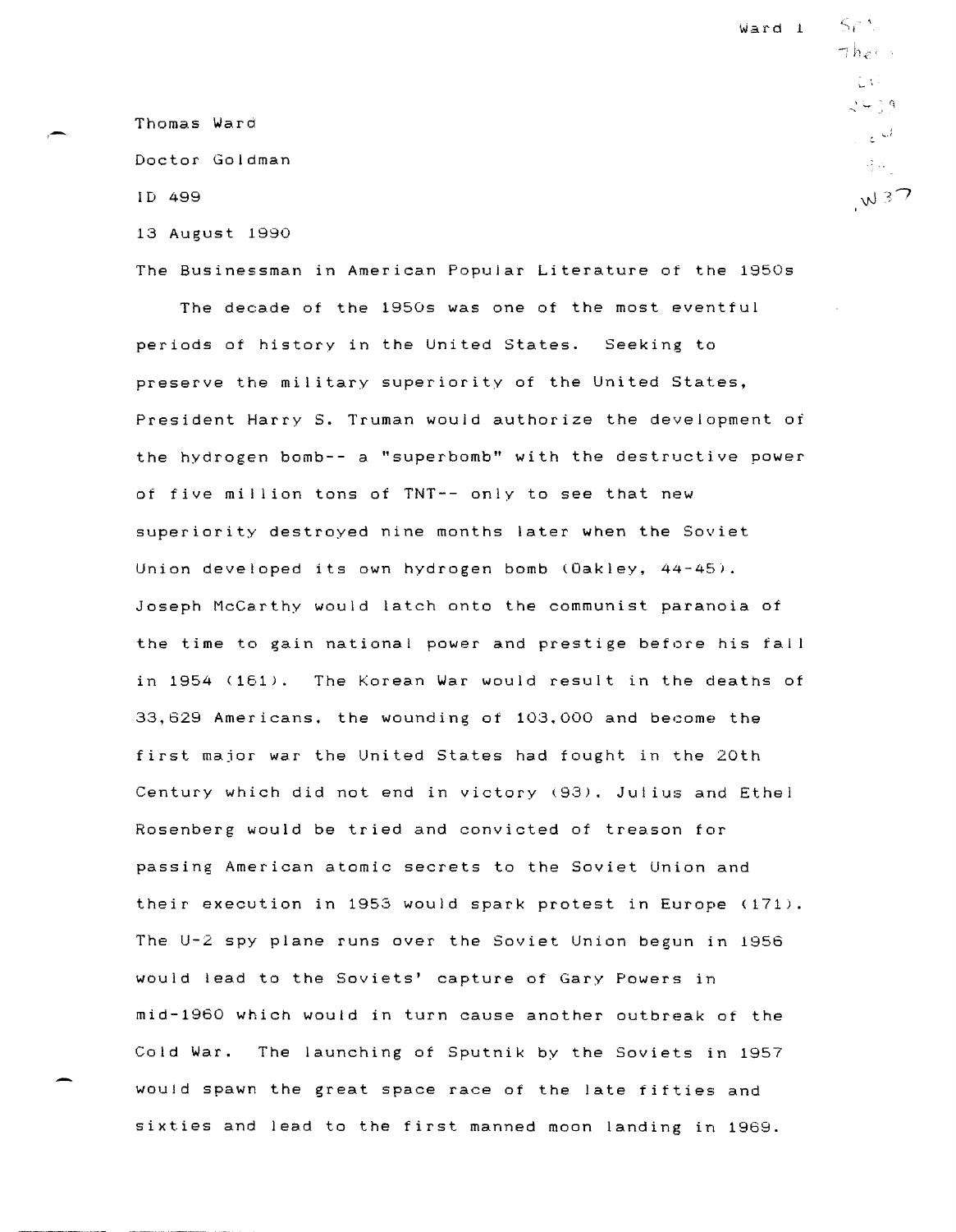Thomas Ward

Doctor Goldman

ID 499

13 August 1990

The Businessman in American Popular Literature of the 1950s

The decade of the 1950s was one of the most eventful periods of history in the United States. Seeking to preserve the military superiority of the United States, President Harry S. Truman would authorize the development of the hydrogen bomb-- a "superbomb" with the destructive power of five million tons of TNT-- only to see that new superiority destroyed nine months later when the Soviet Union developed its own hydrogen bomb (Oakley, 44-45). Joseph McCarthy would latch onto the communist paranoia of the time to gain national power and prestige before his fall in 1954 (161). The Korean War would result in the deaths of 33,629 Americans, the wounding of 103,000 and become the first major war the United States had fought in the 20th Century which did not end in victory (93). Julius and Ethel Rosenberg would be tried and convicted of treason for passing American atomic secrets to the Soviet Union and their execution in 1953 would spark protest in Europe (171). The U-2 spy plane runs over the Soviet Union begun in 1956 would lead to the Soviets' capture of Gary Powers in mid-1960 which would in turn cause another outbreak of the Cold War. The launching of Sputnik by the Soviets in 1957 would spawn the great space race of the late fifties and sixties and lead to the first manned moon landing in 1969.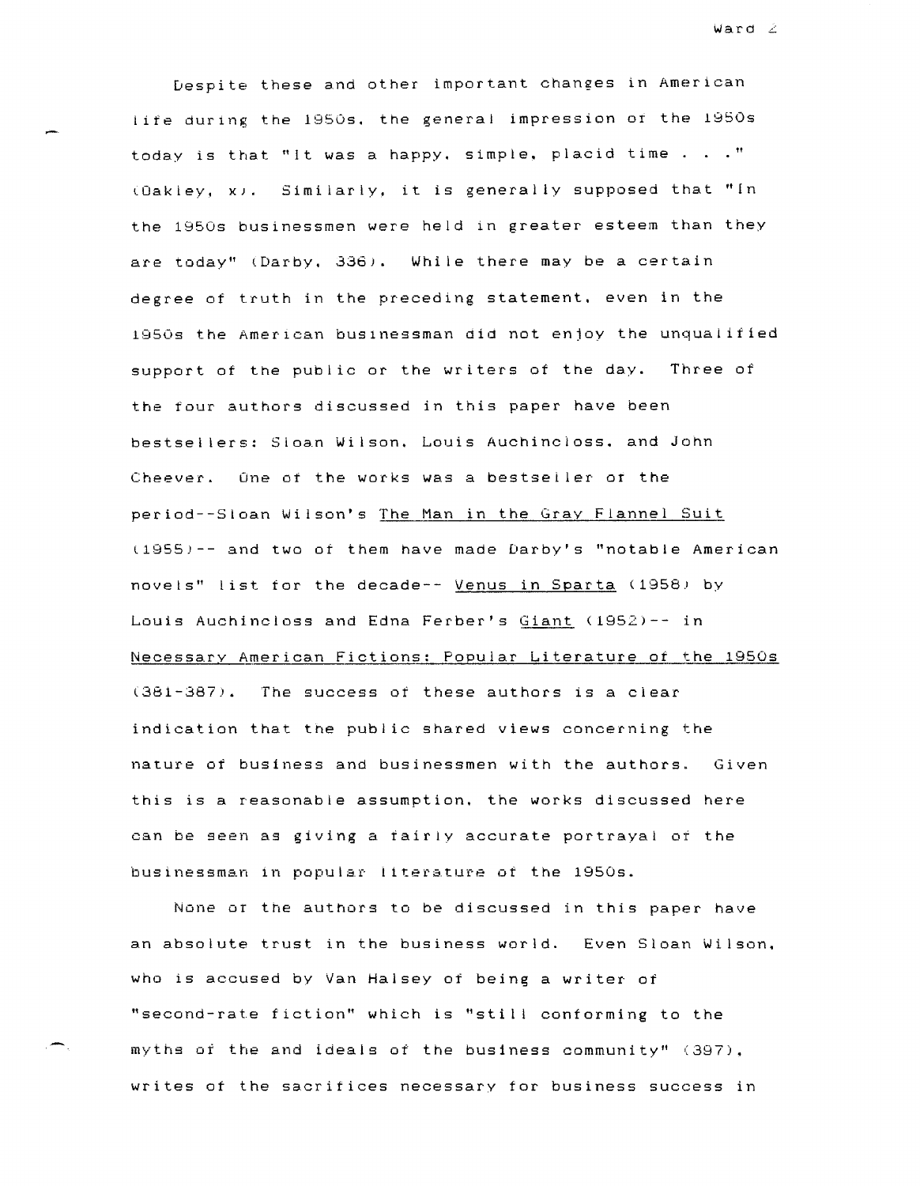Despite these and other important changes in American life during the 1950s, the general impression of the 1950s today is that "it was a happy, simple, placid time . . ." (Oakley, x). Similarly, it is generally supposed that "In the 1950s businessmen were held in greater esteem than they are today" (Darby, 336). While there may be a certain degree of truth in the preceding statement, even in the 1950s the American businessman did not enjoy the unqualified support of the public or the writers of the day. Three of the four authors discussed in this paper have been bestsellers: Sloan Wilson, Louis Auchincloss, and John Cheever. One of the works was a bestseller of the period--Sloan Wilson's The Man in the Gray Flannel Suit (1955)-- and two of them have made Darby's "notable American novels" list for the decade-- Venus in Sparta (1958) by Louis Auchincloss and Edna Ferber's Giant (1952)-- in Necessary American Fictions: Popular Literature of the 1950s (381-387). The success of these authors is a clear indication that the public shared views concerning the nature of business and businessmen with the authors. Given this is a reasonable assumption, the works discussed here can be seen as giving a fairly accurate portrayal of the businessman in popular literature of the 1950s.

None of the authors to be discussed in this paper have an absolute trust in the business world. Even Sloan Wilson, who is accused by Van Halsey of being a writer of "second-rate fiction" which is "still conforming to the myths of the and ideals of the business community" (397), writes of the sacrifices necessary for business success in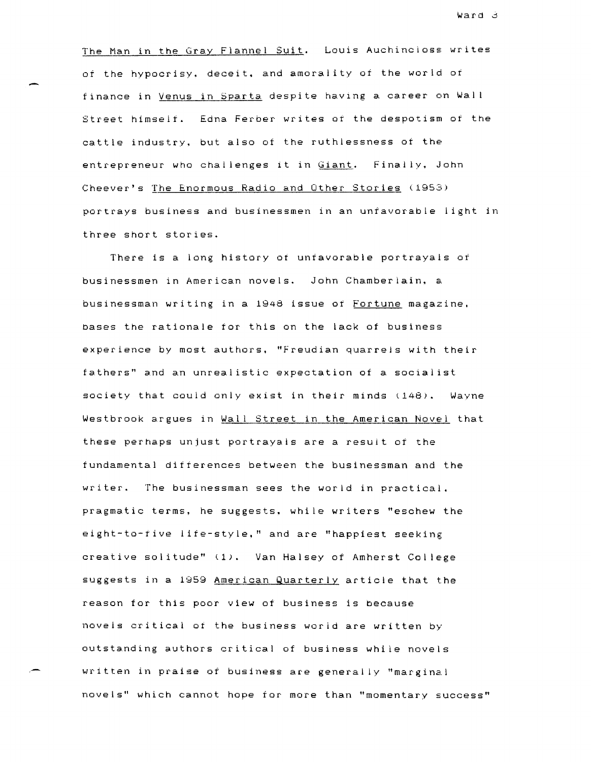The Man in the Gray Flannel Suit. Louis Auchincloss writes of the hypocrisy, deceit, and amorality of the world of finance in Venus in Sparta despite having a career on Wall Street himself. Edna Ferber writes of the despotism of the cattle industry, but also of the ruthlessness of the entrepreneur who challenges it in Giant. Finally, John Cheever's The Enormous Radio and Other Stories (1953) portrays business and businessmen in an unfavorable light in three short stories.

There is a long history of unfavorable portrayals of businessmen in American novels. John Chamberlain, a businessman writing in a 1948 issue of Fortune magazine, bases the rationale for this on the lack of business experience by most authors, "Freudian quarrels with their fathers" and an unrealistic expectation of a socialist society that could only exist in their minds (148). Wayne Westbrook argues in Wall Street in the American Novel that these perhaps unjust portrayals are a result of the fundamental differences between the businessman and the writer. The businessman sees the world in practical, pragmatic terms, he suggests, while writers "eschew the eight-to-five life-style," and are "happiest seeking creative solitude" (1). Van Halsey of Amherst College suggests in a 1959 American Quarterly article that the reason for this poor view of business is because novels critical of the business world are written by outstanding authors critical of business while novels written in praise of business are generally "marginal novels" which cannot hope for more than "momentary success"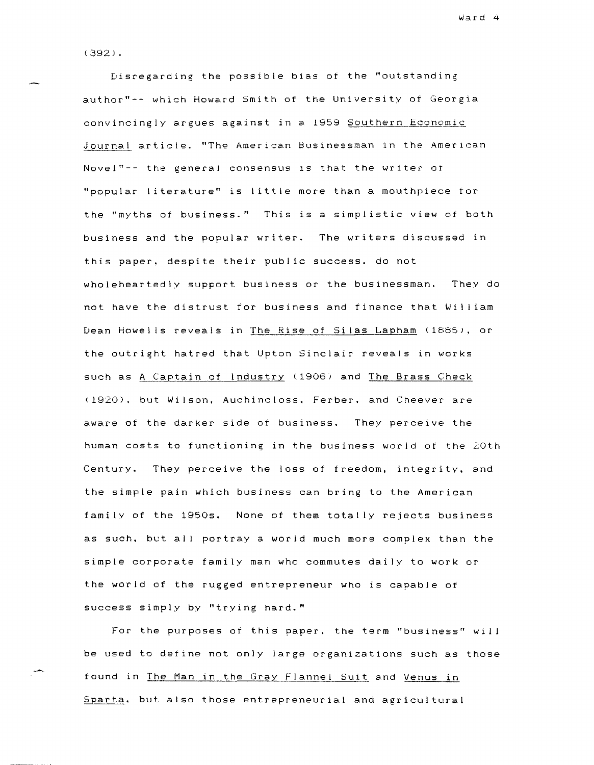(392).

Disregarding the possible bias of the "outstanding author"-- which Howard Smith of the University of Georgia convincingly argues against in a 1959 Southern Economic Journal article, "The American Businessman in the American Novel"-- the general consensus is that the writer of "popular literature" is little more than a mouthpiece for the "myths of business." This is a simplistic view of both business and the popular writer. The writers discussed in this paper, despite their public success, do not wholeheartedly support business or the businessman. They do not have the distrust for business and finance that William Dean Howells reveals in The Rise of Silas Lapham (1885), or the outright hatred that Upton Sinclair reveals in works such as A Captain of Industry (1906) and The Brass Check (1920), but Wilson, Auchincloss, Ferber, and Cheever are aware of the darker side of business. They perceive the human costs to functioning in the business world of the 20th Century. They perceive the loss of freedom, integrity, and the simple pain which business can bring to the American family of the 1950s. None of them totally rejects business as such, but all portray a world much more complex than the simple corporate family man who commutes daily to work or the world of the rugged entrepreneur who is capable of success simply by "trying hard."

For the purposes of this paper, the term "business" will be used to define not only large organizations such as those found in The Man in the Gray Flannel Suit and Venus in Sparta, but also those entrepreneurial and agricultural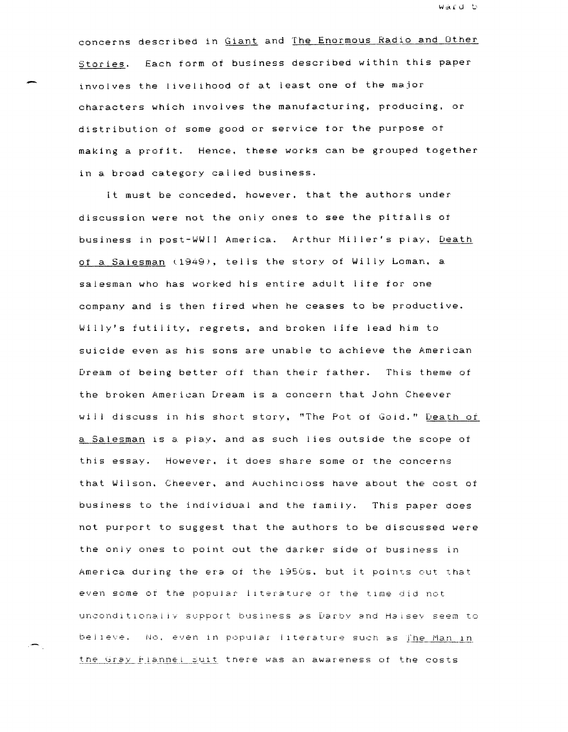concerns described in Giant and The Enormous Radio and Other Stories. Each form of business described within this paper involves the livelihood of at least one of the major characters which involves the manufacturing, producing, or distribution of some good or service for the purpose of making a profit. Hence, these works can be grouped together in a broad category called business.

It must be conceded, however, that the authors under discussion were not the only ones to see the pitfalls of business in post-WWII America. Arthur Miller's play, Death of a Salesman (1949), tells the story of Willy Loman, a salesman who has worked his entire adult life for one company and is then fired when he ceases to be productive. Willy's futility, regrets, and broken life lead him to suicide even as his sons are unable to achieve the American Dream of being better off than their father. This theme of the broken American Dream is a concern that John Cheever will discuss in his short story, "The Pot of Gold." Death of a Salesman is a play, and as such lies outside the scope of this essay. However, it does share some of the concerns that Wilson, Cheever, and Auchincloss have about the cost of business to the individual and the family. This paper does not purport to suggest that the authors to be discussed were the only ones to point out the darker side of business in America during the era of the 1950s, but it points out that even some of the popular literature of the time did not unconditionally support business as Darby and Halsey seem to believe. No, even in popular literature such as The Man in the Gray Flannel Suit there was an awareness of the costs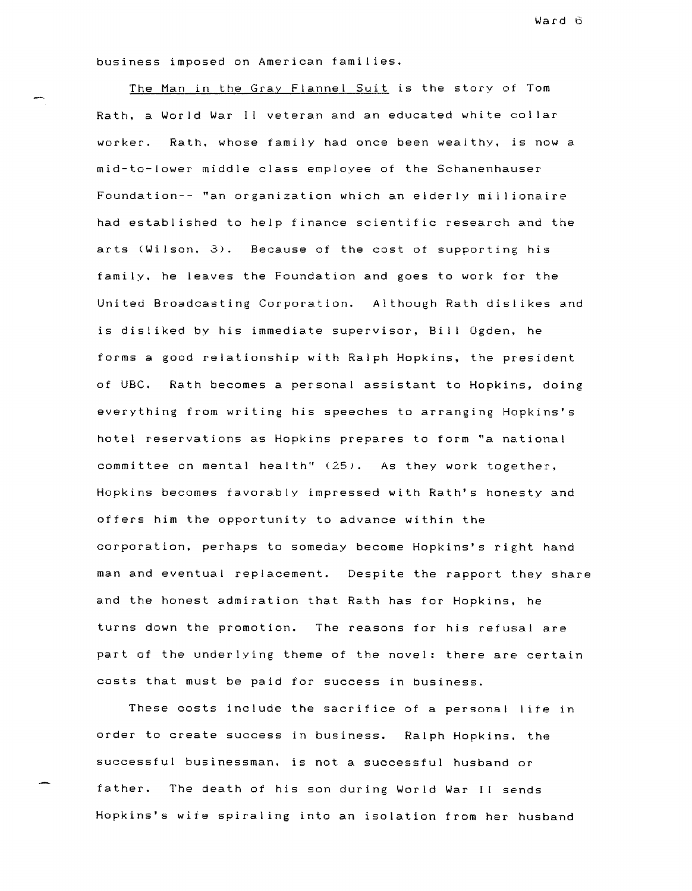business imposed on American families.

The Man in the Gray Flannel Suit is the story of Tom Rath, a World War II veteran and an educated white collar worker. Rath, whose family had once been wealthy, is now a mid-to-lower middle class employee of the Schanenhauser Foundation-- "an organization which an elderly millionaire had established to help finance scientific research and the arts (Wilson, 3). Because of the cost of supporting his family, he leaves the Foundation and goes to work for the United Broadcasting Corporation. Although Rath dislikes and is disliked by his immediate supervisor, Bill Ogden, he forms a good relationship with Ralph Hopkins, the president of UBC. Rath becomes a personal assistant to Hopkins, doing everything from writing his speeches to arranging Hopkins's hotel reservations as Hopkins prepares to form "a national committee on mental health" (25). As they work together, Hopkins becomes favorably impressed with Rath's honesty and offers him the opportunity to advance within the corporation, perhaps to someday become Hopkins's right hand man and eventual replacement. Despite the rapport they share and the honest admiration that Rath has for Hopkins, he turns down the promotion. The reasons for his refusal are part of the underlying theme of the novel: there are certain costs that must be paid for success in business.

These costs include the sacrifice of a personal life in order to create success in business. Ralph Hopkins, the successful businessman, is not a successful husband or father. The death of his son during World War II sends Hopkins's wife spiraling into an isolation from her husband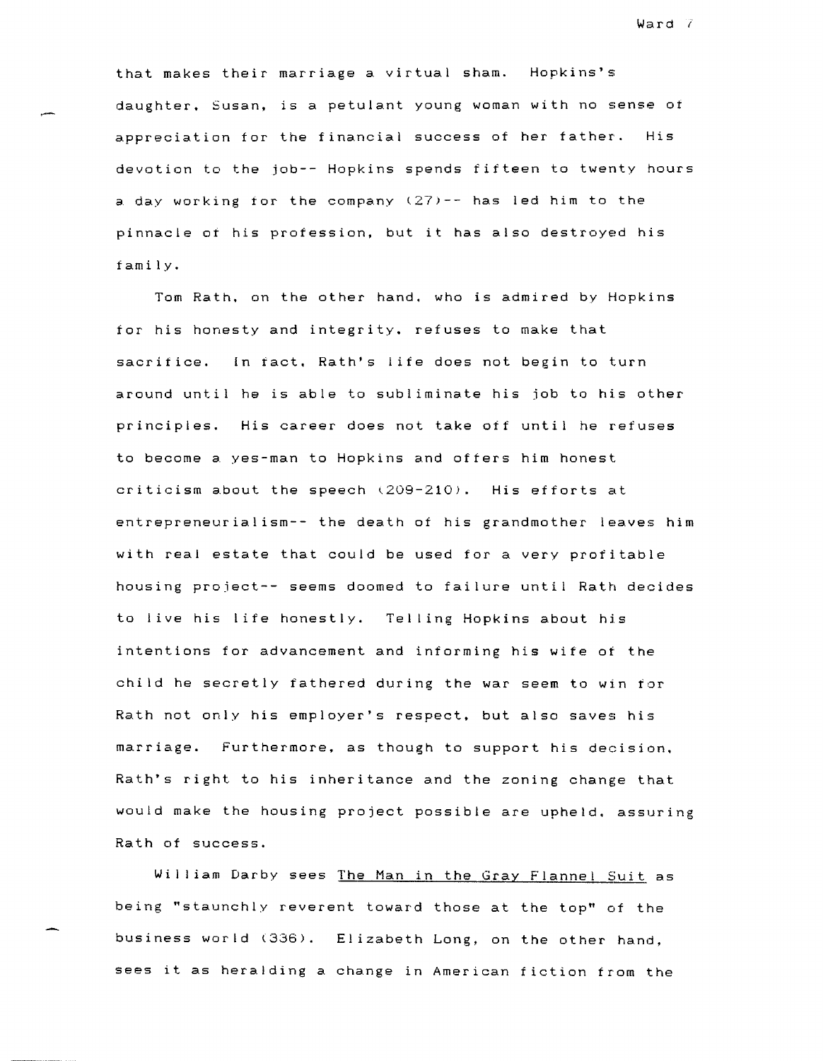that makes their marriage a virtual sham. Hopkins's daughter, Susan, is a petulant young woman with no sense of appreciation for the financial success of her father. His devotion to the job-- Hopkins spends fifteen to twenty hours a day working for the company (27)-- has led him to the pinnacle of his profession, but it has also destroyed his family.

Tom Rath, on the other hand, who is admired by Hopkins for his honesty and integrity, refuses to make that sacrifice. In fact, Rath's life does not begin to turn around until he is able to subliminate his job to his other principles. His career does not take off until he refuses to become a yes-man to Hopkins and offers him honest criticism about the speech (209-210). His efforts at entrepreneurialism-- the death of his grandmother leaves him with real estate that could be used for a very profitable housing project-- seems doomed to failure until Rath decides to live his life honestly. Telling Hopkins about his intentions for advancement and informing his wife of the child he secretly fathered during the war seem to win for Rath not only his employer's respect, but also saves his marriage. Furthermore, as though to support his decision, Rath's right to his inheritance and the zoning change that would make the housing project possible are upheld, assuring Rath of success.

William Darby sees The Man in the Gray Flannel Suit as being "staunchly reverent toward those at the top" of the business world (336). Elizabeth Long, on the other hand, sees it as heralding a change in American fiction from the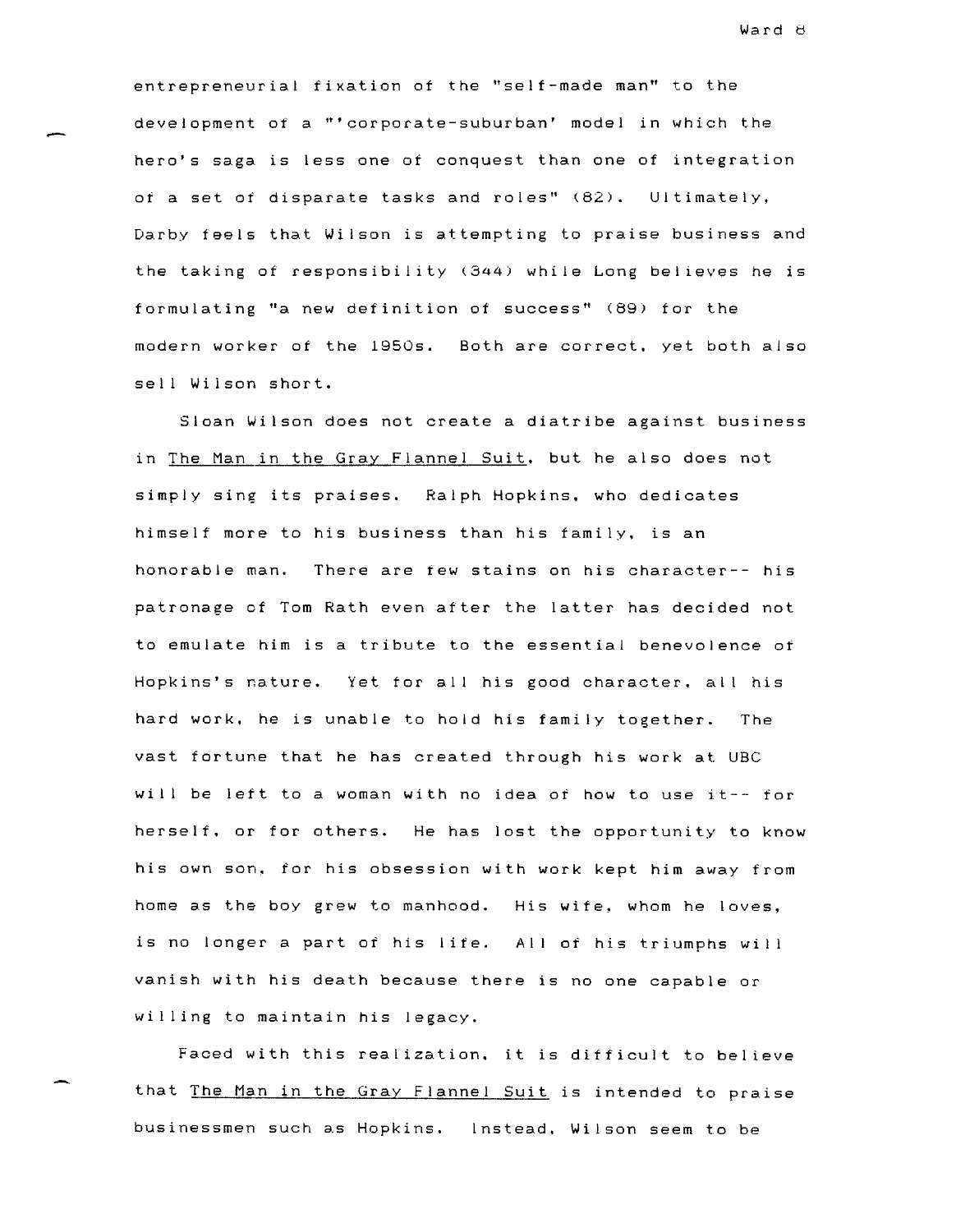entrepreneurial fixation of the "self-made man" to the development of a "'corporate-suburban' model in which the hero's saga is less one of conquest than one of integration of a set of disparate tasks and roles" (82). Ultimately, Darby feels that Wilson is attempting to praise business and the taking of responsibility (344) while Long believes he is formulating "a new definition of success" (89) for the modern worker of the 1950s. Both are correct, yet both also sell Wilson short.

Sloan Wilson does not create a diatribe against business in The Man in the Gray Flannel Suit, but he also does not simply sing its praises. Ralph Hopkins, who dedicates himself more to his business than his family, is an honorable man. There are few stains on his character-- his patronage of Tom Rath even after the latter has decided not to emulate him is a tribute to the essential benevolence of Hopkins's nature. Yet for all his good character, all his hard work, he is unable to hold his family together. The vast fortune that he has created through his work at UBC will be left to a woman with no idea of how to use it-- for herself, or for others. He has lost the opportunity to know his own son, for his obsession with work kept him away from home as the boy grew to manhood. His wife, whom he loves, is no longer a part of his life. All of his triumphs will vanish with his death because there is no one capable or willing to maintain his legacy.

Faced with this realization, it is difficult to believe that The Man in the Gray Flannel Suit is intended to praise businessmen such as Hopkins. Instead, Wilson seem to be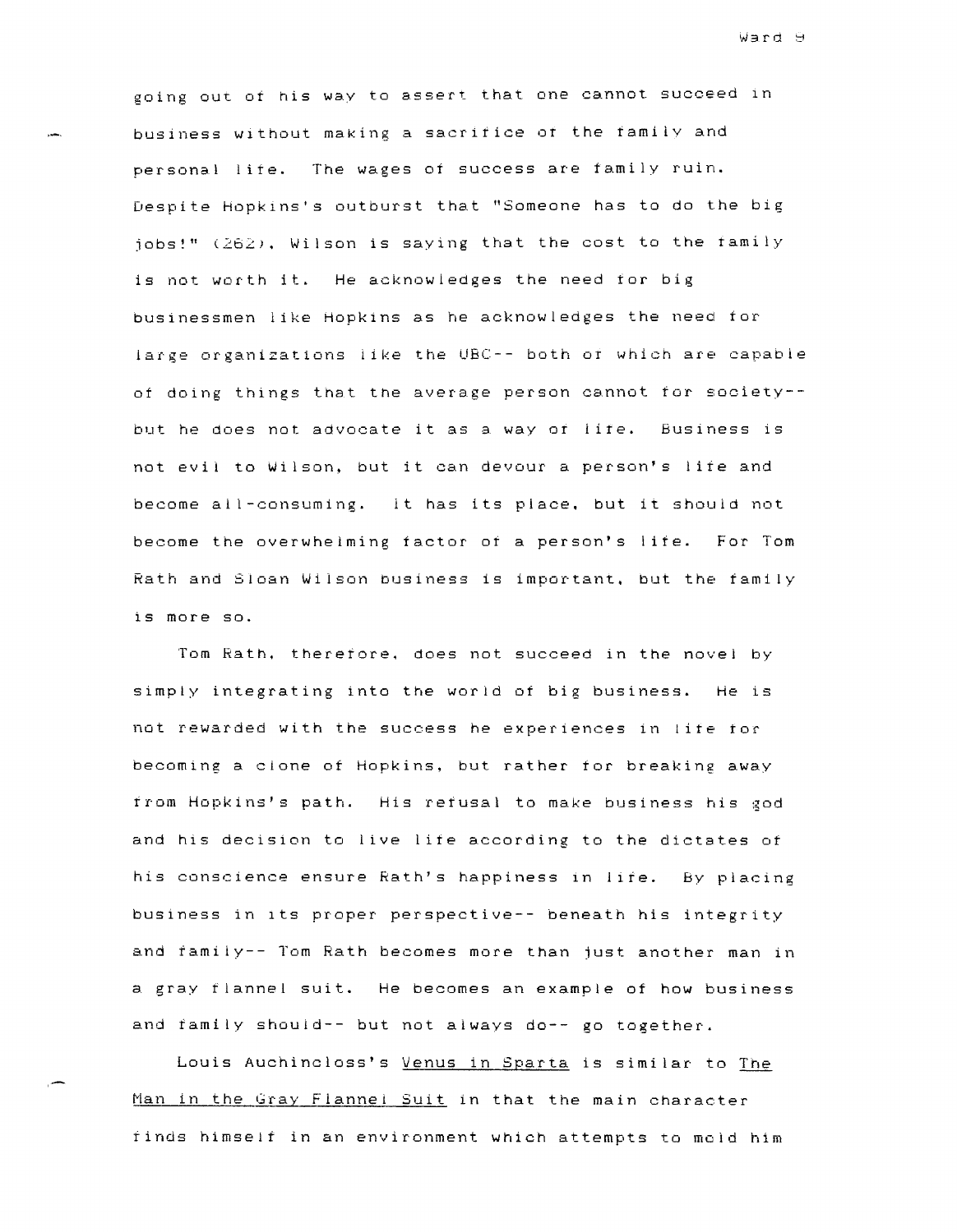going out of his way to assert that one cannot succeed in business without making a sacrifice of the family and personal life. The wages of success are family ruin. Despite Hopkins's outburst that "Someone has to do the big jobs!" (262), Wilson is saying that the cost to the family is not worth it. He acknowledges the need for big businessmen like Hopkins as he acknowledges the need for large organizations like the UBC-- both of which are capable of doing things that the average person cannot for society-- but he does not advocate it as a way of life. Business is not evil to Wilson, but it can devour a person's life and become all-consuming. It has its place, but it should not become the overwhelming factor of a person's life. For Tom Rath and Sloan Wilson business is important, but the family is more so.

Tom Rath, therefore, does not succeed in the novel by simply integrating into the world of big business. He is not rewarded with the success he experiences in life for becoming a clone of Hopkins, but rather for breaking away from Hopkins's path. His refusal to make business his god and his decision to live life according to the dictates of his conscience ensure Rath's happiness in life. By placing business in its proper perspective-- beneath his integrity and family-- Tom Rath becomes more than just another man in a gray flannel suit. He becomes an example of how business and family should-- but not always do-- go together.

Louis Auchincloss's _Venus in Sparta_ is similar to _The Man in the Gray Flannel Suit_ in that the main character finds himself in an environment which attempts to mold him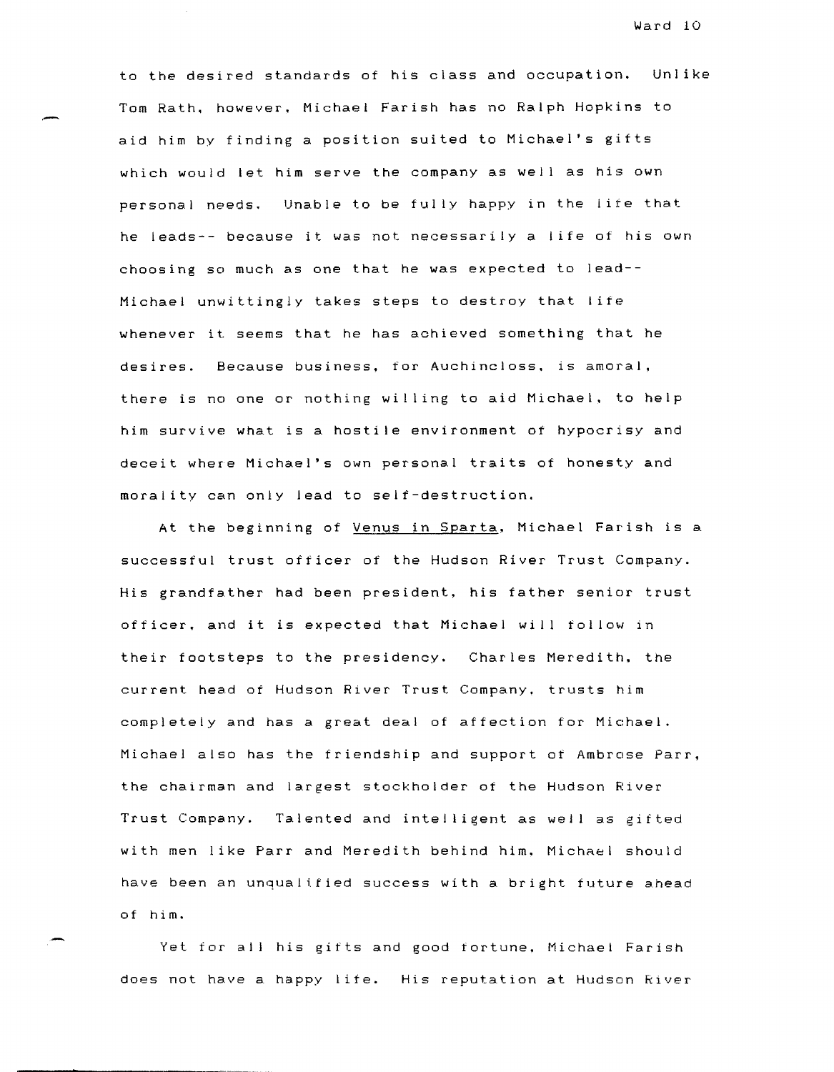to the desired standards of his class and occupation. Unlike Tom Rath, however, Michael Farish has no Ralph Hopkins to aid him by finding a position suited to Michael's gifts which would let him serve the company as well as his own personal needs. Unable to be fully happy in the life that he leads-- because it was not necessarily a life of his own choosing so much as one that he was expected to lead-- Michael unwittingly takes steps to destroy that life whenever it seems that he has achieved something that he desires. Because business, for Auchincloss, is amoral, there is no one or nothing willing to aid Michael, to help him survive what is a hostile environment of hypocrisy and deceit where Michael's own personal traits of honesty and morality can only lead to self-destruction.

At the beginning of Venus in Sparta, Michael Farish is a successful trust officer of the Hudson River Trust Company. His grandfather had been president, his father senior trust officer, and it is expected that Michael will follow in their footsteps to the presidency. Charles Meredith, the current head of Hudson River Trust Company, trusts him completely and has a great deal of affection for Michael. Michael also has the friendship and support of Ambrose Parr, the chairman and largest stockholder of the Hudson River Trust Company. Talented and intelligent as well as gifted with men like Parr and Meredith behind him, Michael should have been an unqualified success with a bright future ahead of him.

Yet for all his gifts and good fortune, Michael Farish does not have a happy life. His reputation at Hudson River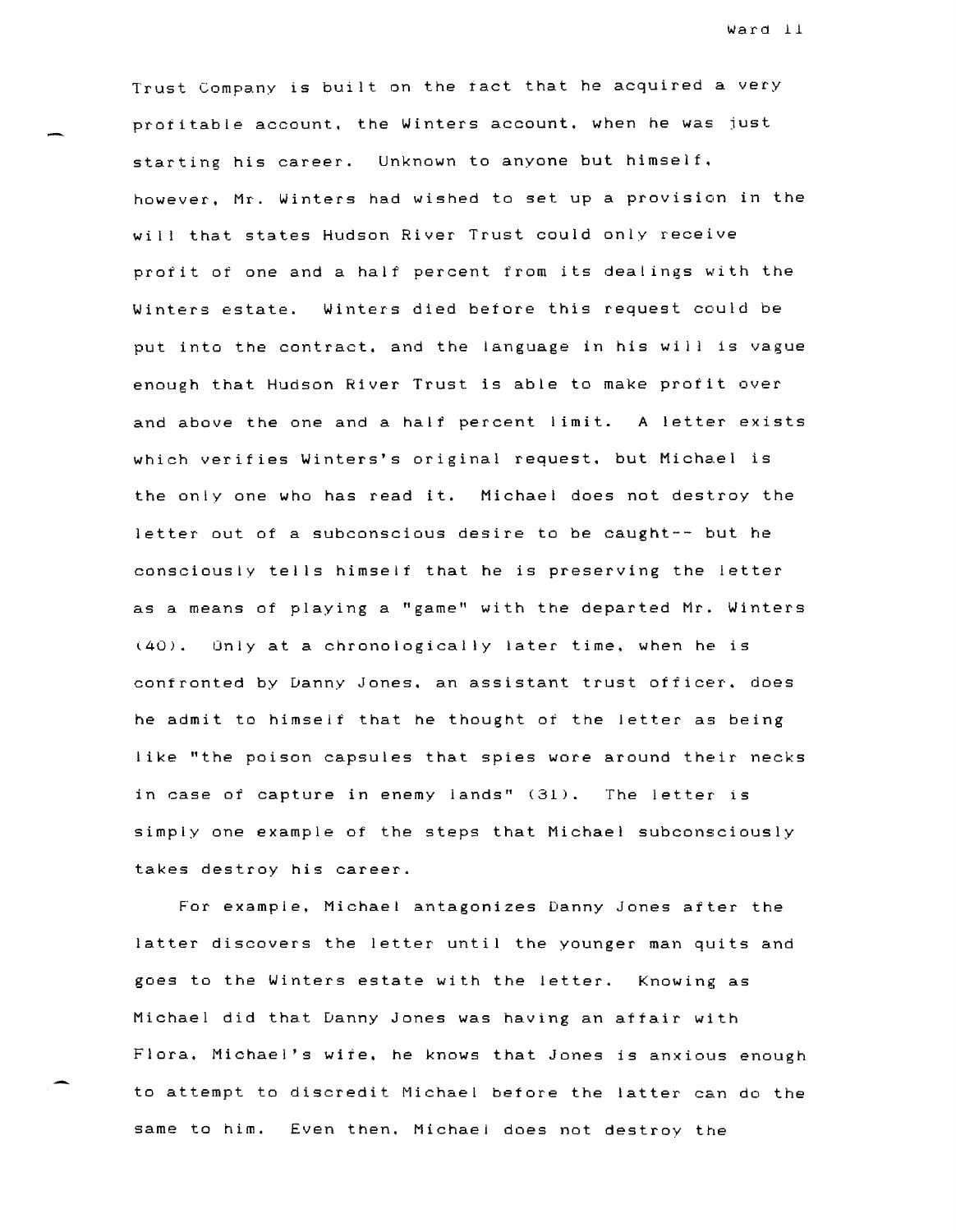Trust Company is built on the fact that he acquired a very profitable account, the Winters account, when he was just starting his career. Unknown to anyone but himself, however, Mr. Winters had wished to set up a provision in the will that states Hudson River Trust could only receive profit of one and a half percent from its dealings with the Winters estate. Winters died before this request could be put into the contract, and the language in his will is vague enough that Hudson River Trust is able to make profit over and above the one and a half percent limit. A letter exists which verifies Winters's original request, but Michael is the only one who has read it. Michael does not destroy the letter out of a subconscious desire to be caught-- but he consciously tells himself that he is preserving the letter as a means of playing a "game" with the departed Mr. Winters (40). Only at a chronologically later time, when he is confronted by Danny Jones, an assistant trust officer, does he admit to himself that he thought of the letter as being like "the poison capsules that spies wore around their necks in case of capture in enemy lands" (31). The letter is simply one example of the steps that Michael subconsciously takes destroy his career.

For example, Michael antagonizes Danny Jones after the latter discovers the letter until the younger man quits and goes to the Winters estate with the letter. Knowing as Michael did that Danny Jones was having an affair with Flora, Michael's wife, he knows that Jones is anxious enough to attempt to discredit Michael before the latter can do the same to him. Even then, Michael does not destroy the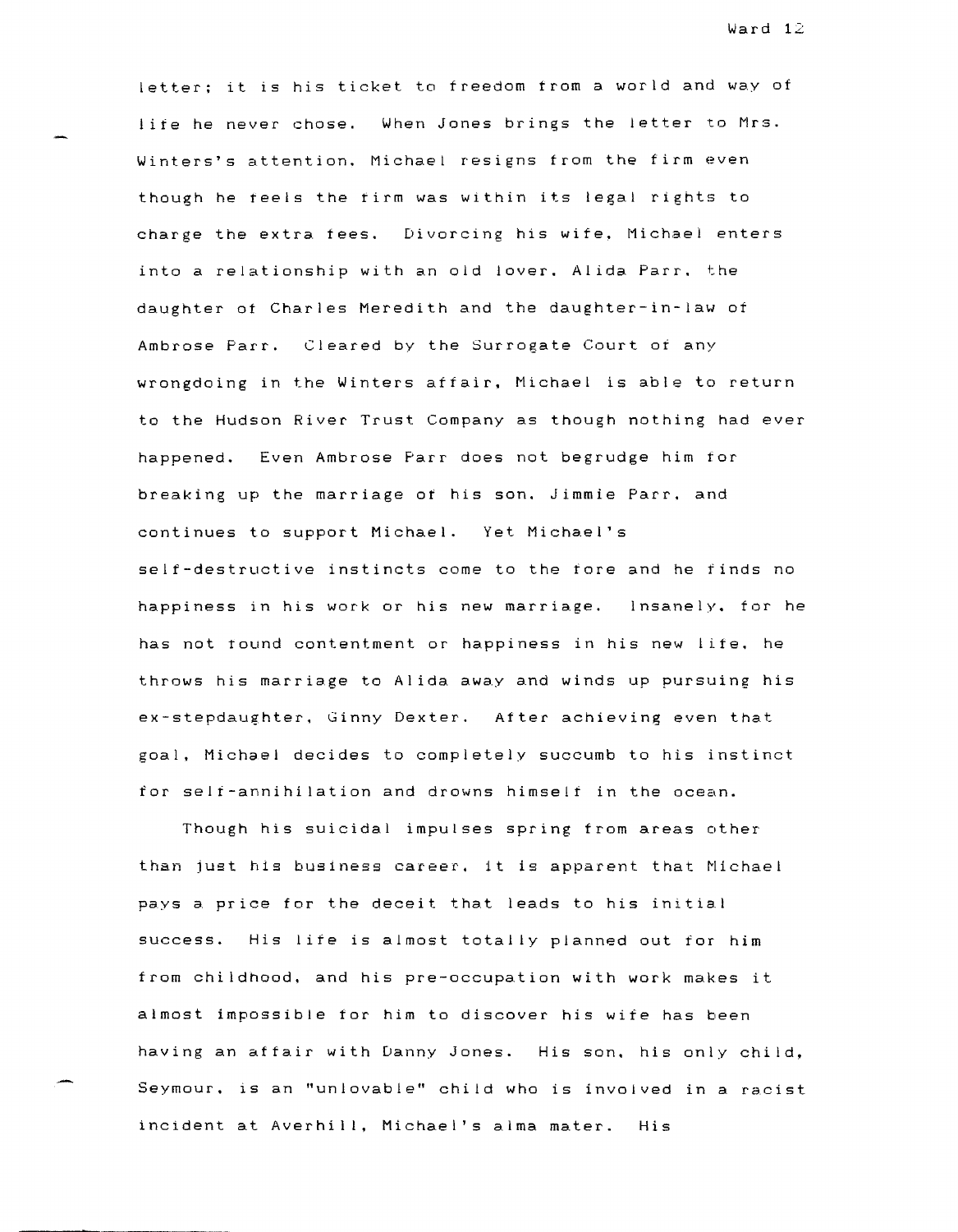letter; it is his ticket to freedom from a world and way of life he never chose. When Jones brings the letter to Mrs. Winters's attention, Michael resigns from the firm even though he feels the firm was within its legal rights to charge the extra fees. Divorcing his wife, Michael enters into a relationship with an old lover, Alida Parr, the daughter of Charles Meredith and the daughter-in-law of Ambrose Parr. Cleared by the Surrogate Court of any wrongdoing in the Winters affair, Michael is able to return to the Hudson River Trust Company as though nothing had ever happened. Even Ambrose Parr does not begrudge him for breaking up the marriage of his son, Jimmie Parr, and continues to support Michael. Yet Michael's self-destructive instincts come to the fore and he finds no happiness in his work or his new marriage. Insanely, for he has not found contentment or happiness in his new life, he throws his marriage to Alida away and winds up pursuing his ex-stepdaughter, Ginny Dexter. After achieving even that goal, Michael decides to completely succumb to his instinct for self-annihilation and drowns himself in the ocean.

Though his suicidal impulses spring from areas other than just his business career, it is apparent that Michael pays a price for the deceit that leads to his initial success. His life is almost totally planned out for him from childhood, and his pre-occupation with work makes it almost impossible for him to discover his wife has been having an affair with Danny Jones. His son, his only child, Seymour, is an "unlovable" child who is involved in a racist incident at Averhill, Michael's alma mater. His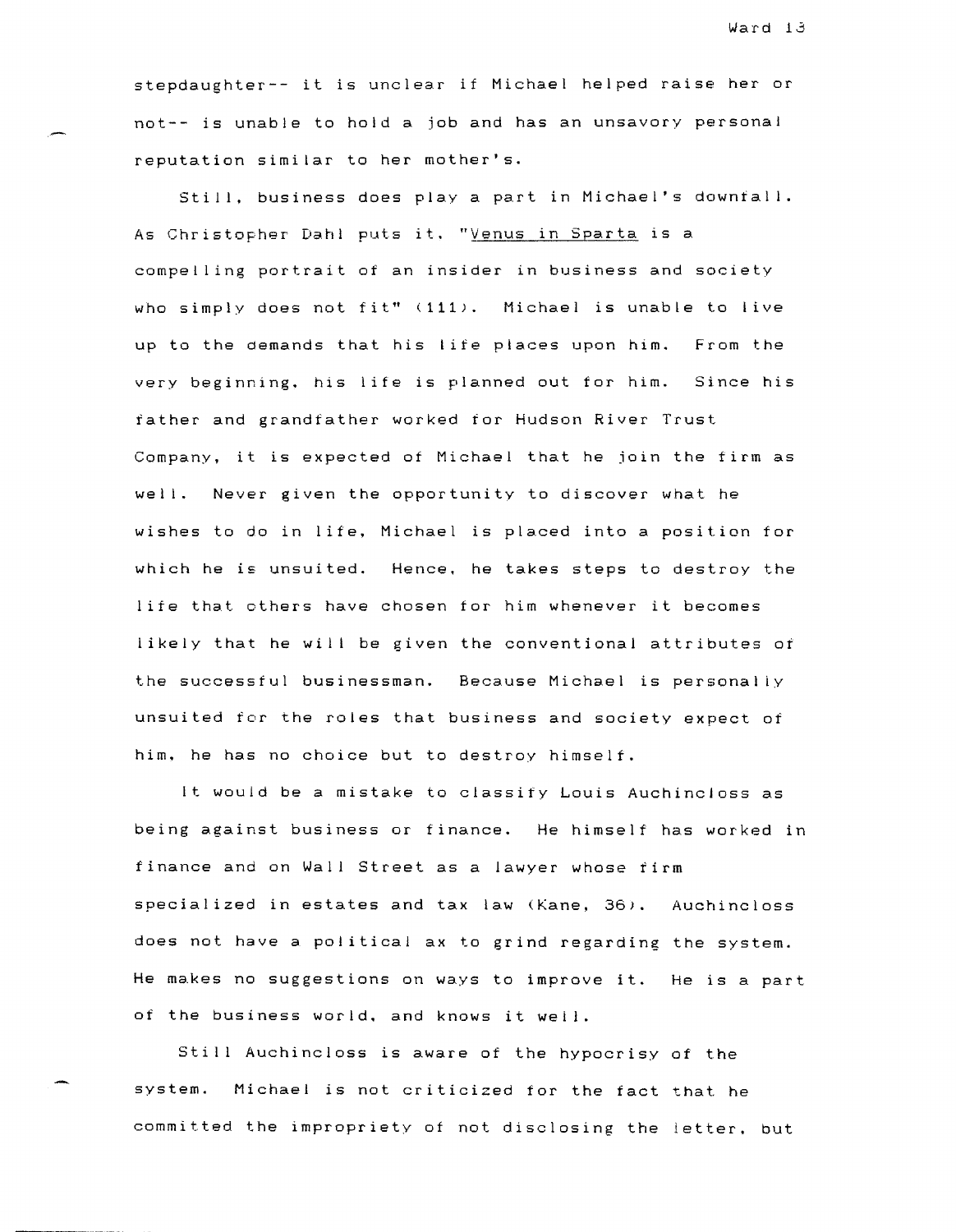stepdaughter-- it is unclear if Michael helped raise her or not-- is unable to hold a job and has an unsavory personal reputation similar to her mother's.

Still, business does play a part in Michael's downfall. As Christopher Dahl puts it, "Venus in Sparta is a compelling portrait of an insider in business and society who simply does not fit" (111). Michael is unable to live up to the demands that his life places upon him. From the very beginning, his life is planned out for him. Since his father and grandfather worked for Hudson River Trust Company, it is expected of Michael that he join the firm as well. Never given the opportunity to discover what he wishes to do in life, Michael is placed into a position for which he is unsuited. Hence, he takes steps to destroy the life that others have chosen for him whenever it becomes likely that he will be given the conventional attributes of the successful businessman. Because Michael is personally unsuited for the roles that business and society expect of him, he has no choice but to destroy himself.

It would be a mistake to classify Louis Auchincloss as being against business or finance. He himself has worked in finance and on Wall Street as a lawyer whose firm specialized in estates and tax law (Kane, 36). Auchincloss does not have a political ax to grind regarding the system. He makes no suggestions on ways to improve it. He is a part of the business world, and knows it well.

Still Auchincloss is aware of the hypocrisy of the system. Michael is not criticized for the fact that he committed the impropriety of not disclosing the letter, but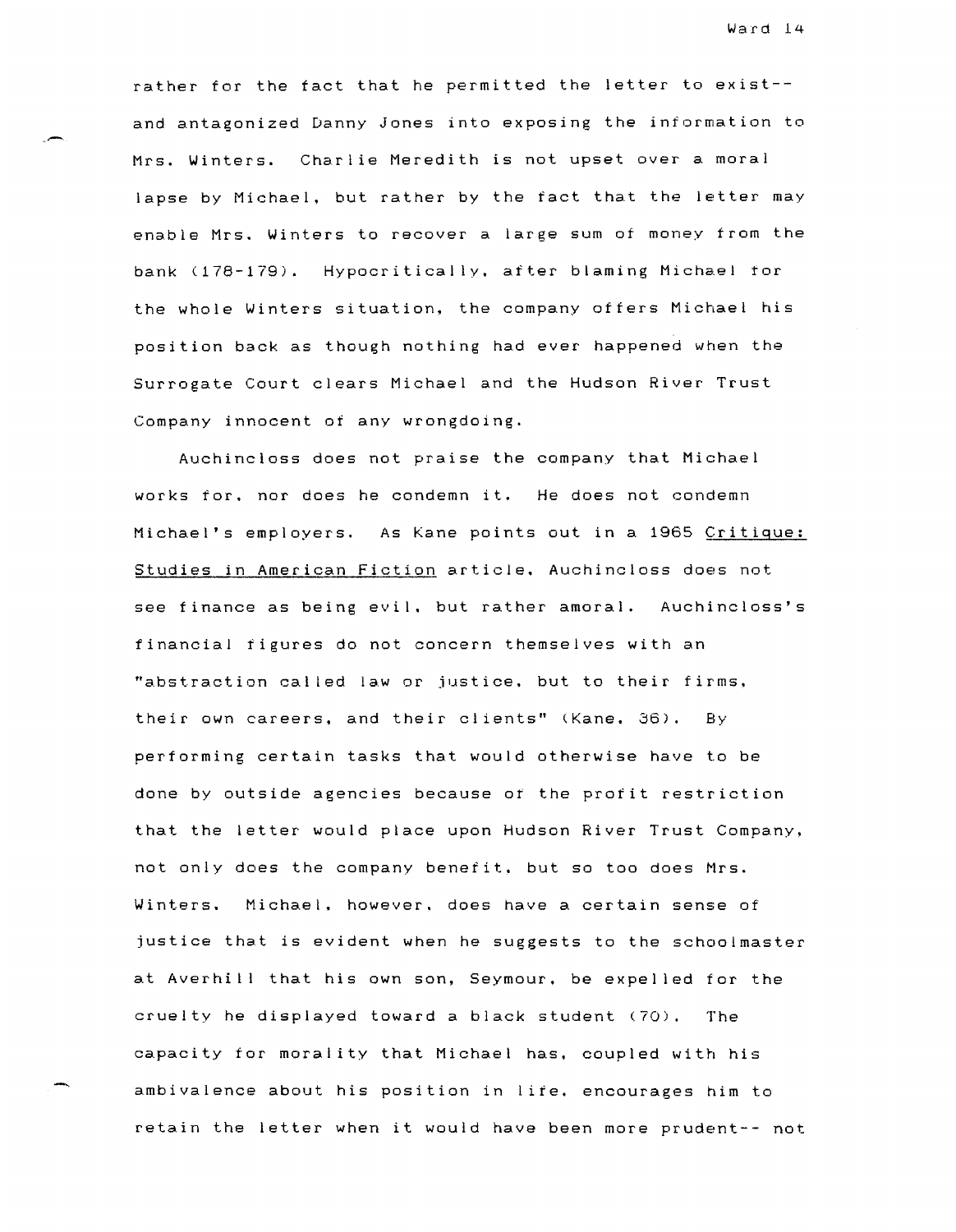rather for the fact that he permitted the letter to exist-- and antagonized Danny Jones into exposing the information to Mrs. Winters. Charlie Meredith is not upset over a moral lapse by Michael, but rather by the fact that the letter may enable Mrs. Winters to recover a large sum of money from the bank (178-179). Hypocritically, after blaming Michael for the whole Winters situation, the company offers Michael his position back as though nothing had ever happened when the Surrogate Court clears Michael and the Hudson River Trust Company innocent of any wrongdoing.

Auchincloss does not praise the company that Michael works for, nor does he condemn it. He does not condemn Michael's employers. As Kane points out in a 1965 Critique: Studies in American Fiction article, Auchincloss does not see finance as being evil, but rather amoral. Auchincloss's financial figures do not concern themselves with an "abstraction called law or justice, but to their firms, their own careers, and their clients" (Kane, 36). By performing certain tasks that would otherwise have to be done by outside agencies because of the profit restriction that the letter would place upon Hudson River Trust Company, not only does the company benefit, but so too does Mrs. Winters. Michael, however, does have a certain sense of justice that is evident when he suggests to the schoolmaster at Averhill that his own son, Seymour, be expelled for the cruelty he displayed toward a black student (70). The capacity for morality that Michael has, coupled with his ambivalence about his position in life, encourages him to retain the letter when it would have been more prudent-- not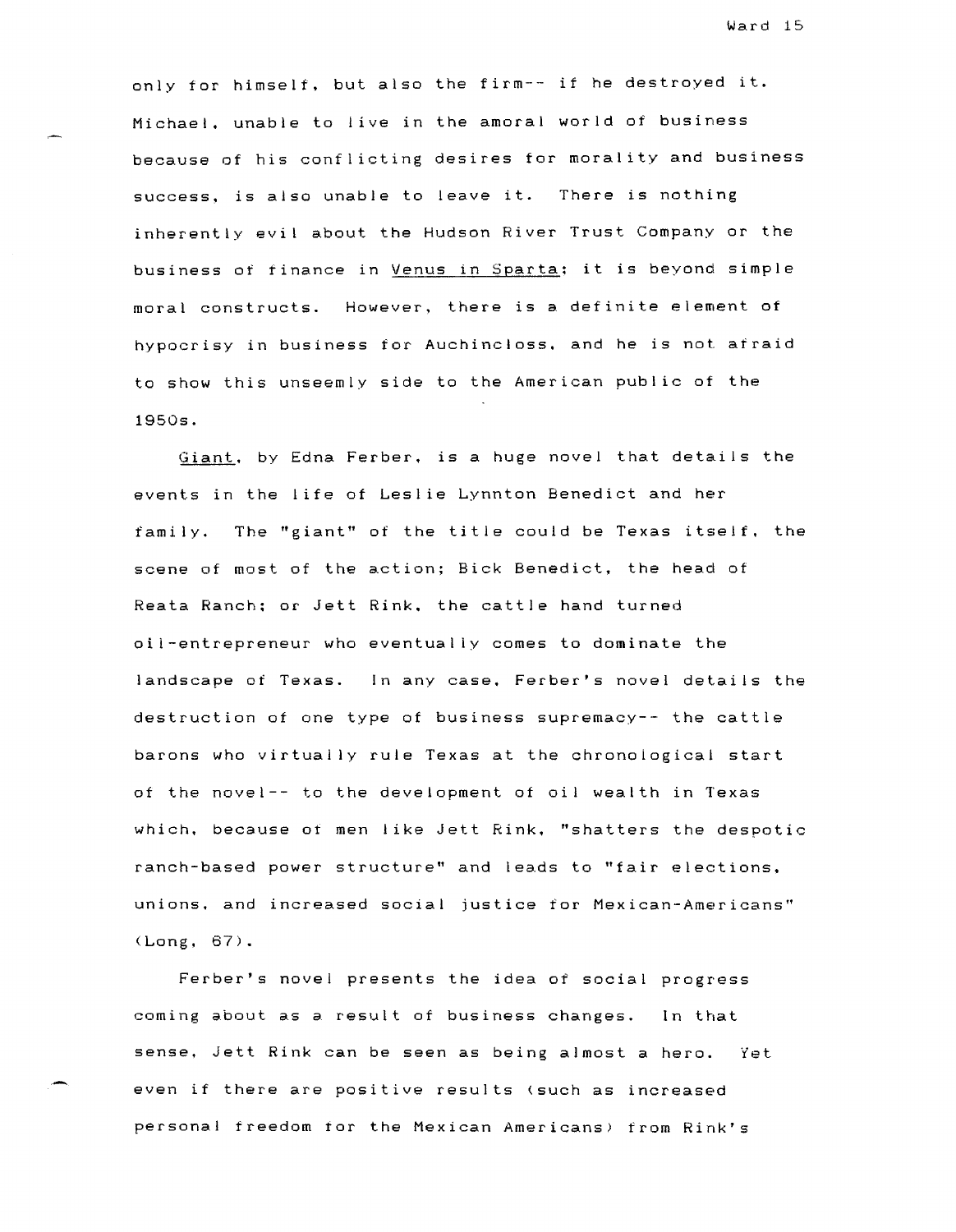only for himself, but also the firm-- if he destroyed it. Michael, unable to live in the amoral world of business because of his conflicting desires for morality and business success, is also unable to leave it. There is nothing inherently evil about the Hudson River Trust Company or the business of finance in Venus in Sparta; it is beyond simple moral constructs. However, there is a definite element of hypocrisy in business for Auchincloss, and he is not afraid to show this unseemly side to the American public of the 1950s.

Giant, by Edna Ferber, is a huge novel that details the events in the life of Leslie Lynnton Benedict and her family. The "giant" of the title could be Texas itself, the scene of most of the action; Bick Benedict, the head of Reata Ranch; or Jett Rink, the cattle hand turned oil-entrepreneur who eventually comes to dominate the landscape of Texas. In any case, Ferber's novel details the destruction of one type of business supremacy-- the cattle barons who virtually rule Texas at the chronological start of the novel-- to the development of oil wealth in Texas which, because of men like Jett Rink, "shatters the despotic ranch-based power structure" and leads to "fair elections, unions, and increased social justice for Mexican-Americans" (Long, 67).

Ferber's novel presents the idea of social progress coming about as a result of business changes. In that sense, Jett Rink can be seen as being almost a hero. Yet even if there are positive results (such as increased personal freedom for the Mexican Americans) from Rink's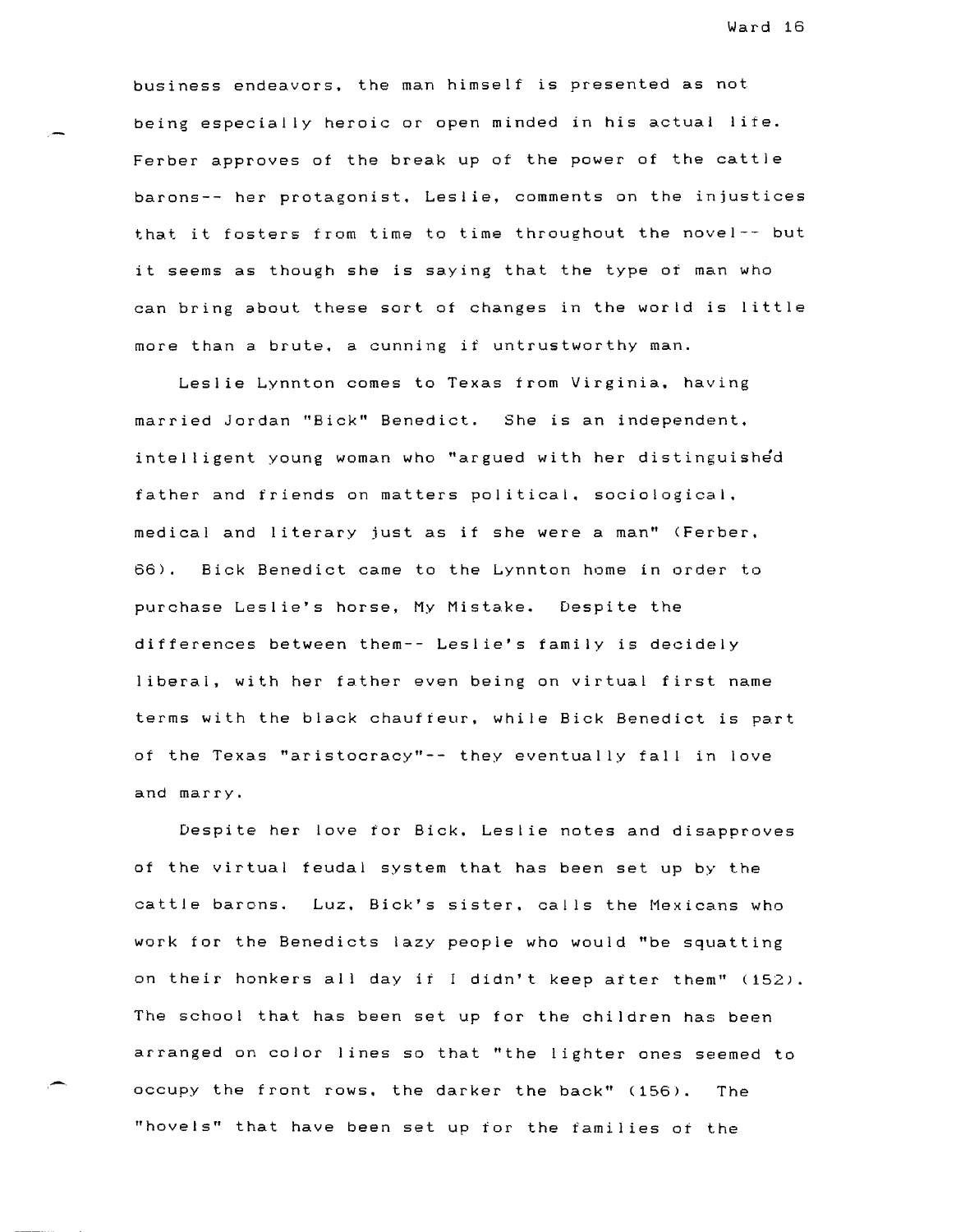business endeavors, the man himself is presented as not being especially heroic or open minded in his actual life. Ferber approves of the break up of the power of the cattle barons-- her protagonist, Leslie, comments on the injustices that it fosters from time to time throughout the novel-- but it seems as though she is saying that the type of man who can bring about these sort of changes in the world is little more than a brute, a cunning if untrustworthy man.

Leslie Lynnton comes to Texas from Virginia, having married Jordan "Bick" Benedict. She is an independent, intelligent young woman who "argued with her distinguished father and friends on matters political, sociological, medical and literary just as if she were a man" (Ferber, 66). Bick Benedict came to the Lynnton home in order to purchase Leslie's horse, My Mistake. Despite the differences between them-- Leslie's family is decidely liberal, with her father even being on virtual first name terms with the black chauffeur, while Bick Benedict is part of the Texas "aristocracy"-- they eventually fall in love and marry.

Despite her love for Bick, Leslie notes and disapproves of the virtual feudal system that has been set up by the cattle barons. Luz, Bick's sister, calls the Mexicans who work for the Benedicts lazy people who would "be squatting on their honkers all day if I didn't keep after them" (152). The school that has been set up for the children has been arranged on color lines so that "the lighter ones seemed to occupy the front rows, the darker the back" (156). The "hovels" that have been set up for the families of the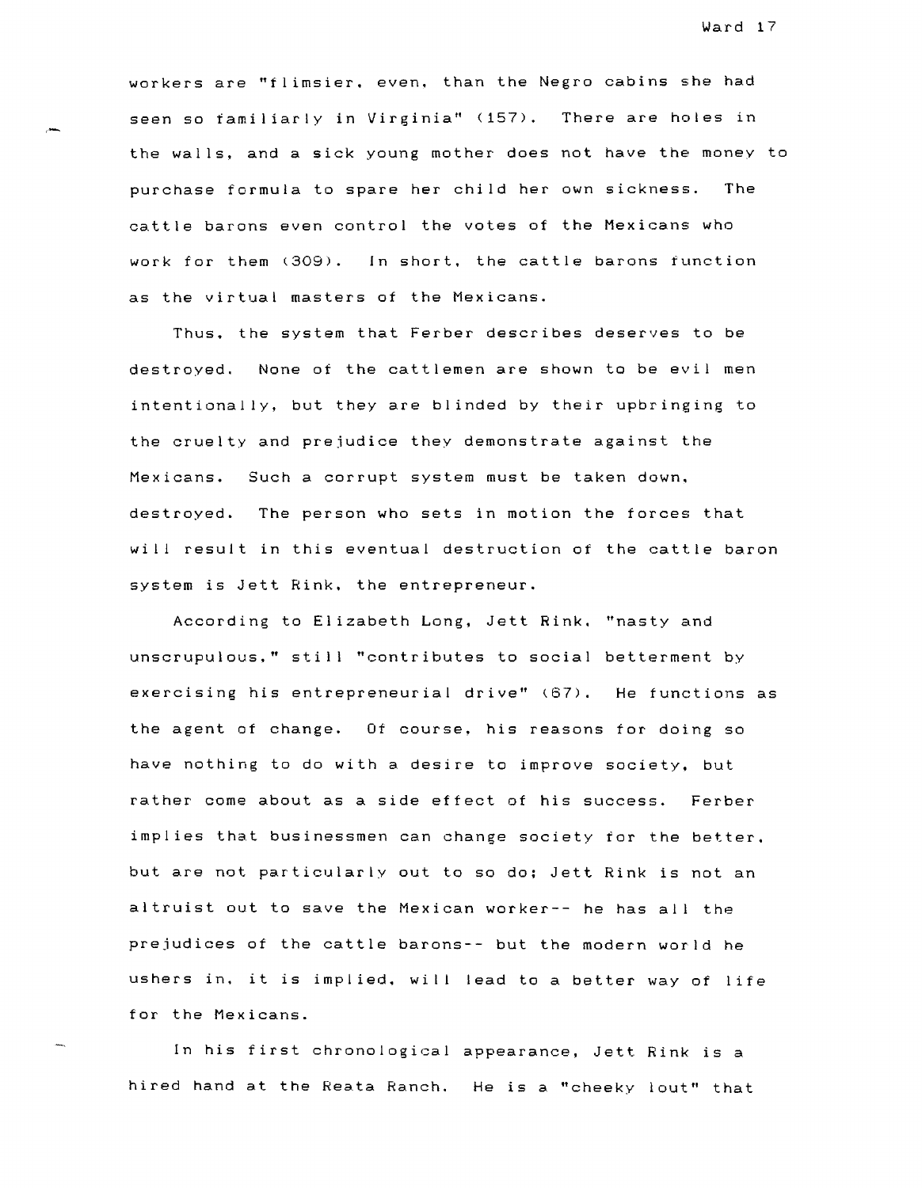workers are "flimsier, even, than the Negro cabins she had seen so familiarly in Virginia" (157). There are holes in the walls, and a sick young mother does not have the money to purchase formula to spare her child her own sickness. The cattle barons even control the votes of the Mexicans who work for them (309). In short, the cattle barons function as the virtual masters of the Mexicans.

Thus, the system that Ferber describes deserves to be destroyed. None of the cattlemen are shown to be evil men intentionally, but they are blinded by their upbringing to the cruelty and prejudice they demonstrate against the Mexicans. Such a corrupt system must be taken down, destroyed. The person who sets in motion the forces that will result in this eventual destruction of the cattle baron system is Jett Rink, the entrepreneur.

According to Elizabeth Long, Jett Rink, "nasty and unscrupulous," still "contributes to social betterment by exercising his entrepreneurial drive" (67). He functions as the agent of change. Of course, his reasons for doing so have nothing to do with a desire to improve society, but rather come about as a side effect of his success. Ferber implies that businessmen can change society for the better, but are not particularly out to so do; Jett Rink is not an altruist out to save the Mexican worker-- he has all the prejudices of the cattle barons-- but the modern world he ushers in, it is implied, will lead to a better way of life for the Mexicans.

In his first chronological appearance, Jett Rink is a hired hand at the Reata Ranch. He is a "cheeky lout" that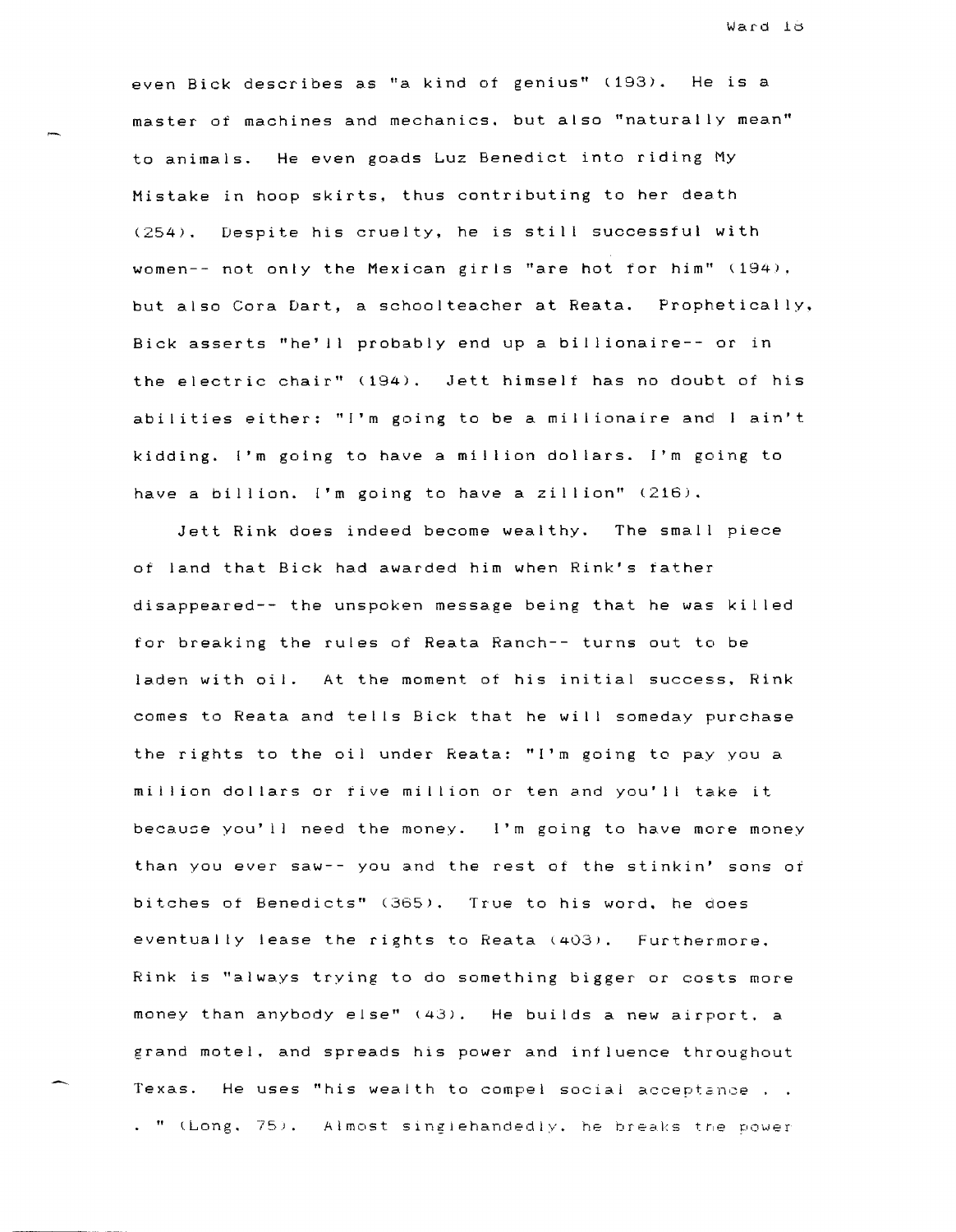even Bick describes as "a kind of genius" (193). He is a master of machines and mechanics, but also "naturally mean" to animals. He even goads Luz Benedict into riding My Mistake in hoop skirts, thus contributing to her death (254). Despite his cruelty, he is still successful with women-- not only the Mexican girls "are hot for him" (194), but also Cora Dart, a schoolteacher at Reata. Prophetically, Bick asserts "he'll probably end up a billionaire-- or in the electric chair" (194). Jett himself has no doubt of his abilities either: "I'm going to be a millionaire and I ain't kidding. I'm going to have a million dollars. I'm going to have a billion. I'm going to have a zillion" (216).

Jett Rink does indeed become wealthy. The small piece of land that Bick had awarded him when Rink's father disappeared-- the unspoken message being that he was killed for breaking the rules of Reata Ranch-- turns out to be laden with oil. At the moment of his initial success, Rink comes to Reata and tells Bick that he will someday purchase the rights to the oil under Reata: "I'm going to pay you a million dollars or five million or ten and you'll take it because you'll need the money. I'm going to have more money than you ever saw-- you and the rest of the stinkin' sons of bitches of Benedicts" (365). True to his word, he does eventually lease the rights to Reata (403). Furthermore, Rink is "always trying to do something bigger or costs more money than anybody else" (43). He builds a new airport, a grand motel, and spreads his power and influence throughout Texas. He uses "his wealth to compel social acceptance . . . " (Long, 75). Almost singlehandedly, he breaks the power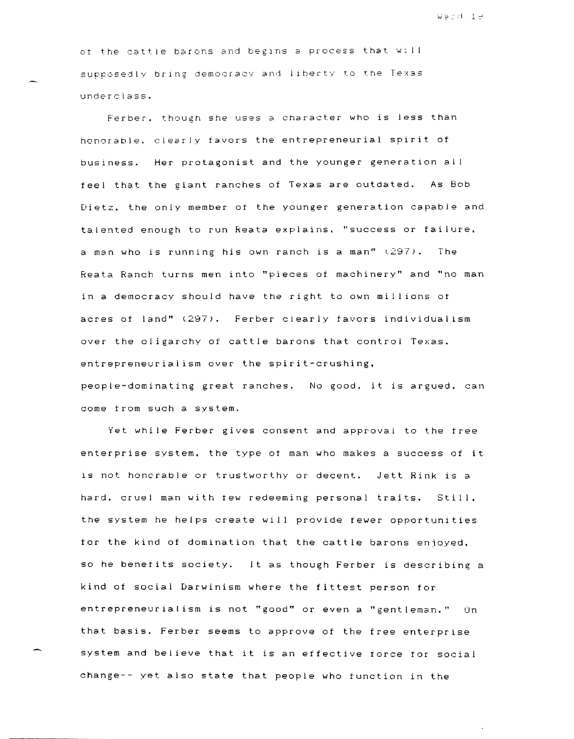of the cattle barons and begins a process that will supposedly bring democracy and liberty to the Texas underclass.

Ferber, though she uses a character who is less than honorable, clearly favors the entrepreneurial spirit of business. Her protagonist and the younger generation all feel that the giant ranches of Texas are outdated. As Bob Dietz, the only member of the younger generation capable and talented enough to run Reata explains, "success or failure, a man who is running his own ranch is a man" (297). The Reata Ranch turns men into "pieces of machinery" and "no man in a democracy should have the right to own millions of acres of land" (297). Ferber clearly favors individualism over the oligarchy of cattle barons that control Texas, entrepreneurialism over the spirit-crushing, people-dominating great ranches. No good, it is argued, can come from such a system.

Yet while Ferber gives consent and approval to the free enterprise system, the type of man who makes a success of it is not honorable or trustworthy or decent. Jett Rink is a hard, cruel man with few redeeming personal traits. Still, the system he helps create will provide fewer opportunities for the kind of domination that the cattle barons enjoyed, so he benefits society. It as though Ferber is describing a kind of social Darwinism where the fittest person for entrepreneurialism is not "good" or even a "gentleman." On that basis, Ferber seems to approve of the free enterprise system and believe that it is an effective force for social change-- yet also state that people who function in the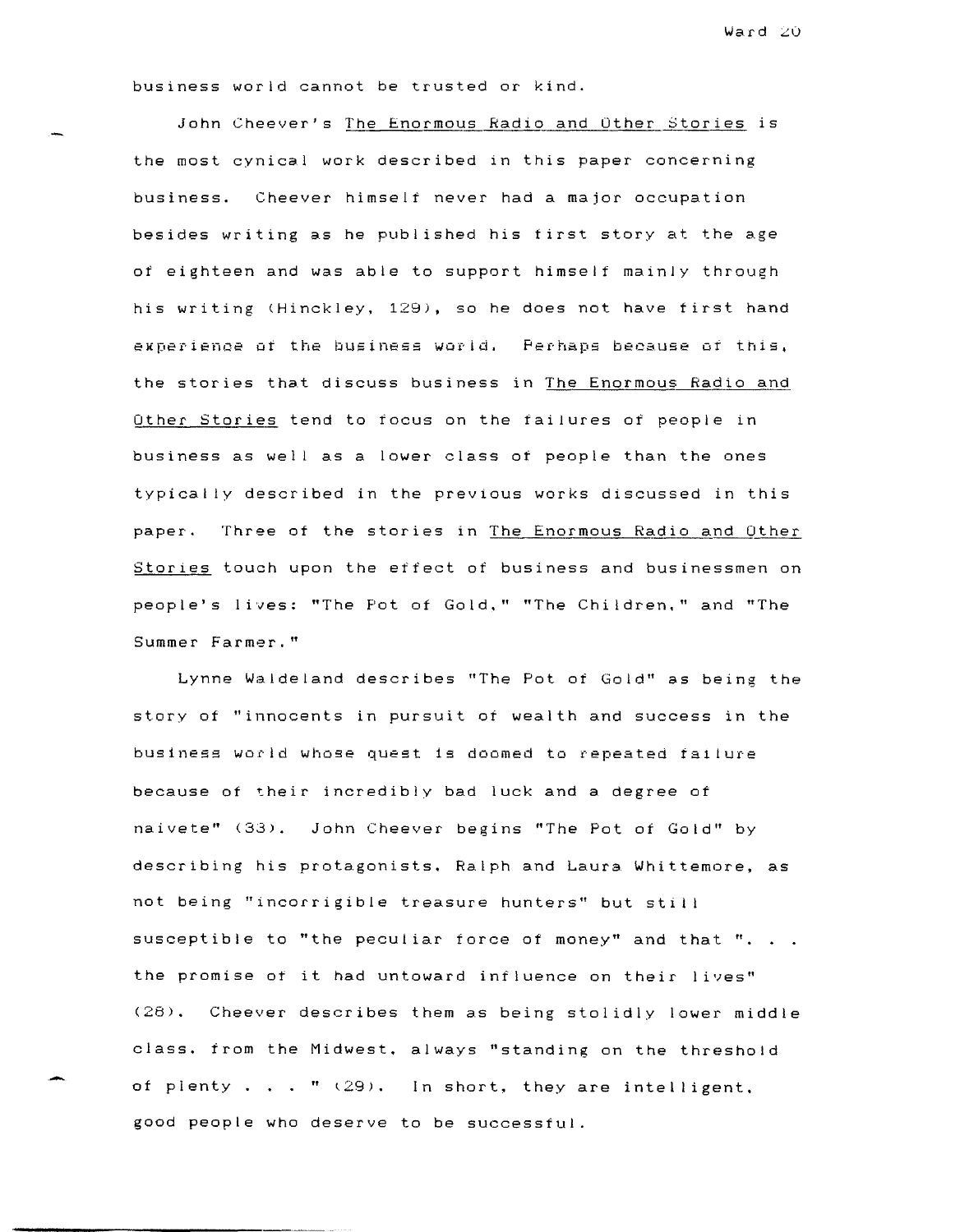business world cannot be trusted or kind.

John Cheever's The Enormous Radio and Other Stories is the most cynical work described in this paper concerning business. Cheever himself never had a major occupation besides writing as he published his first story at the age of eighteen and was able to support himself mainly through his writing (Hinckley, 129), so he does not have first hand experience of the business world. Perhaps because of this, the stories that discuss business in The Enormous Radio and Other Stories tend to focus on the failures of people in business as well as a lower class of people than the ones typically described in the previous works discussed in this paper. Three of the stories in The Enormous Radio and Other Stories touch upon the effect of business and businessmen on people's lives: "The Pot of Gold," "The Children," and "The Summer Farmer."

Lynne Waldeland describes "The Pot of Gold" as being the story of "innocents in pursuit of wealth and success in the business world whose quest is doomed to repeated failure because of their incredibly bad luck and a degree of naivete" (33). John Cheever begins "The Pot of Gold" by describing his protagonists, Ralph and Laura Whittemore, as not being "incorrigible treasure hunters" but still susceptible to "the peculiar force of money" and that ". . . the promise of it had untoward influence on their lives" (28). Cheever describes them as being stolidly lower middle class, from the Midwest, always "standing on the threshold of plenty . . . " (29). In short, they are intelligent, good people who deserve to be successful.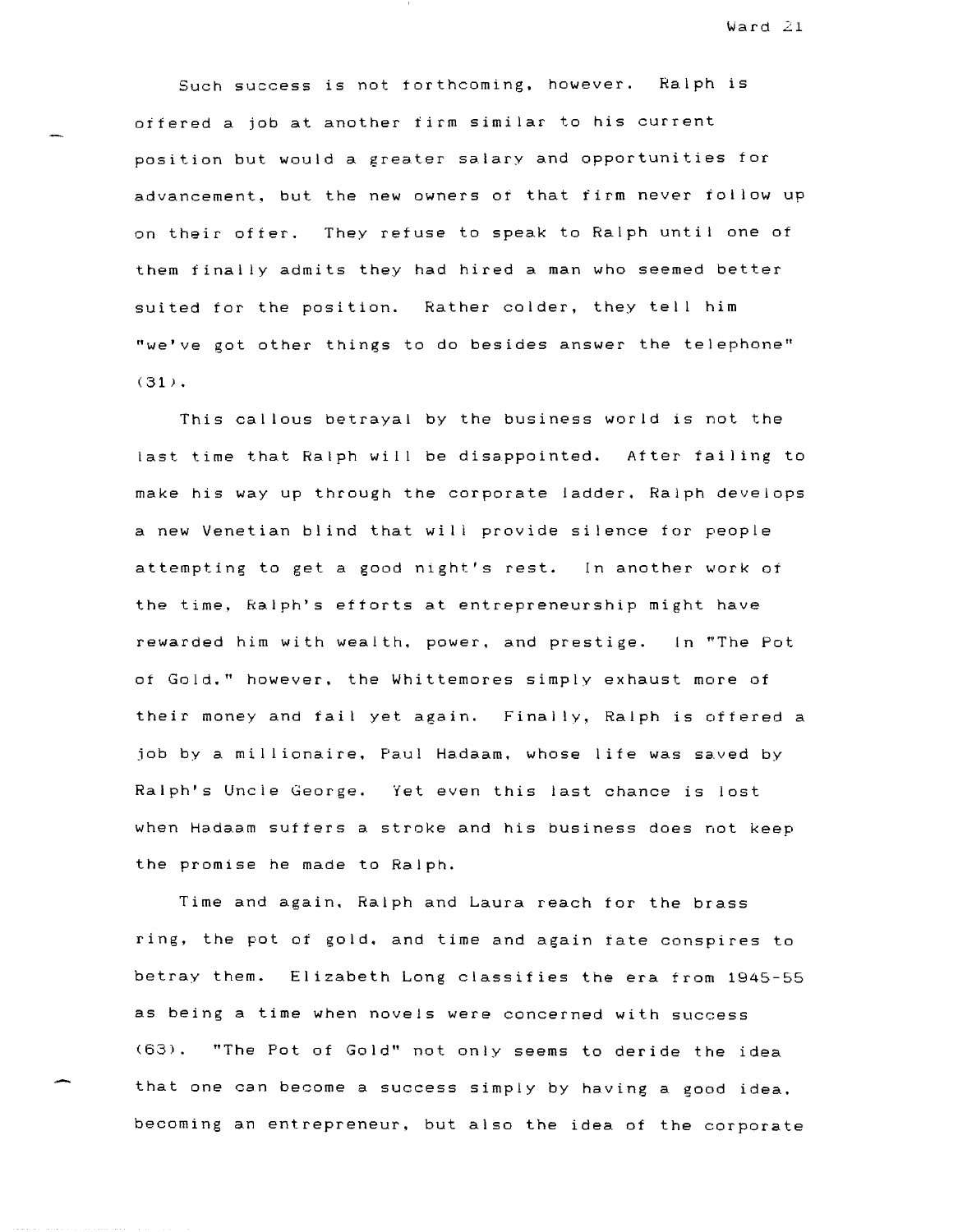Such success is not forthcoming, however. Ralph is offered a job at another firm similar to his current position but would a greater salary and opportunities for advancement, but the new owners of that firm never follow up on their offer. They refuse to speak to Ralph until one of them finally admits they had hired a man who seemed better suited for the position. Rather colder, they tell him "we've got other things to do besides answer the telephone" (31).

This callous betrayal by the business world is not the last time that Ralph will be disappointed. After failing to make his way up through the corporate ladder, Ralph develops a new Venetian blind that will provide silence for people attempting to get a good night's rest. In another work of the time, Ralph's efforts at entrepreneurship might have rewarded him with wealth, power, and prestige. In "The Pot of Gold," however, the Whittemores simply exhaust more of their money and fail yet again. Finally, Ralph is offered a job by a millionaire, Paul Hadaam, whose life was saved by Ralph's Uncle George. Yet even this last chance is lost when Hadaam suffers a stroke and his business does not keep the promise he made to Ralph.

Time and again, Ralph and Laura reach for the brass ring, the pot of gold, and time and again fate conspires to betray them. Elizabeth Long classifies the era from 1945-55 as being a time when novels were concerned with success (63). "The Pot of Gold" not only seems to deride the idea that one can become a success simply by having a good idea, becoming an entrepreneur, but also the idea of the corporate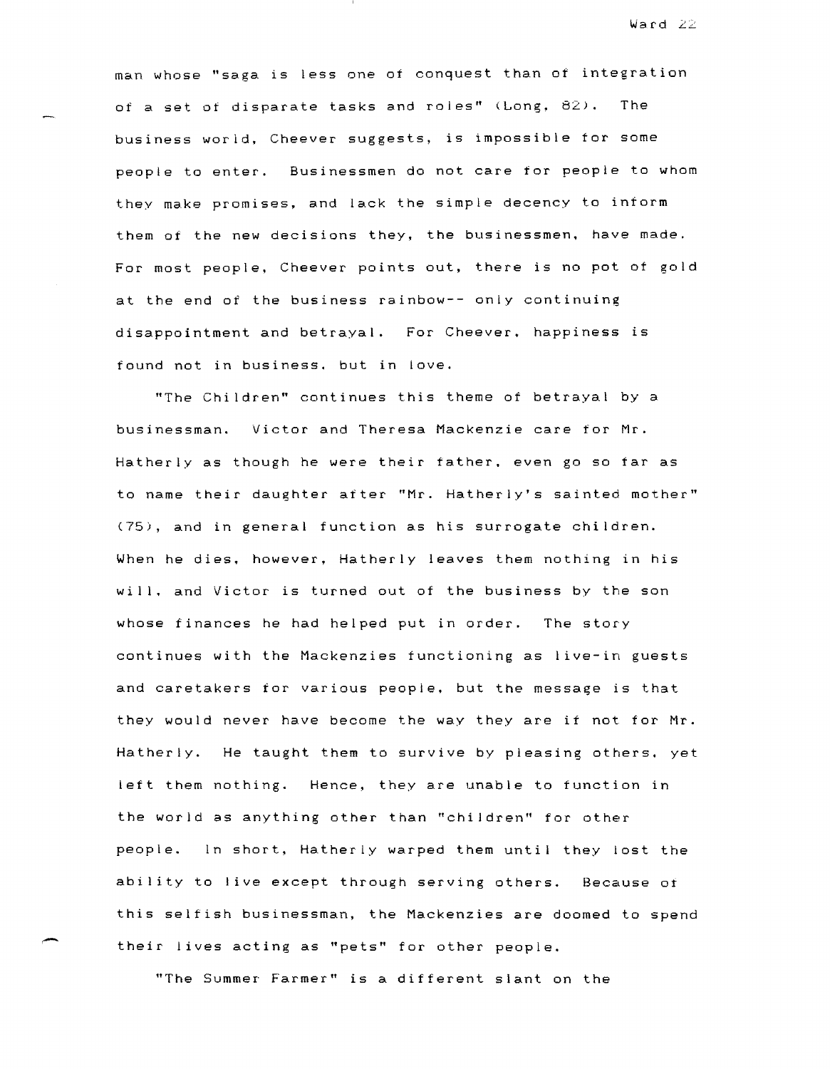man whose "saga is less one of conquest than of integration of a set of disparate tasks and roles" (Long, 82). The business world, Cheever suggests, is impossible for some people to enter. Businessmen do not care for people to whom they make promises, and lack the simple decency to inform them of the new decisions they, the businessmen, have made. For most people, Cheever points out, there is no pot of gold at the end of the business rainbow-- only continuing disappointment and betrayal. For Cheever, happiness is found not in business, but in love.

"The Children" continues this theme of betrayal by a businessman. Victor and Theresa Mackenzie care for Mr. Hatherly as though he were their father, even go so far as to name their daughter after "Mr. Hatherly's sainted mother" (75), and in general function as his surrogate children. When he dies, however, Hatherly leaves them nothing in his will, and Victor is turned out of the business by the son whose finances he had helped put in order. The story continues with the Mackenzies functioning as live-in guests and caretakers for various people, but the message is that they would never have become the way they are if not for Mr. Hatherly. He taught them to survive by pleasing others, yet left them nothing. Hence, they are unable to function in the world as anything other than "children" for other people. In short, Hatherly warped them until they lost the ability to live except through serving others. Because of this selfish businessman, the Mackenzies are doomed to spend their lives acting as "pets" for other people.

"The Summer Farmer" is a different slant on the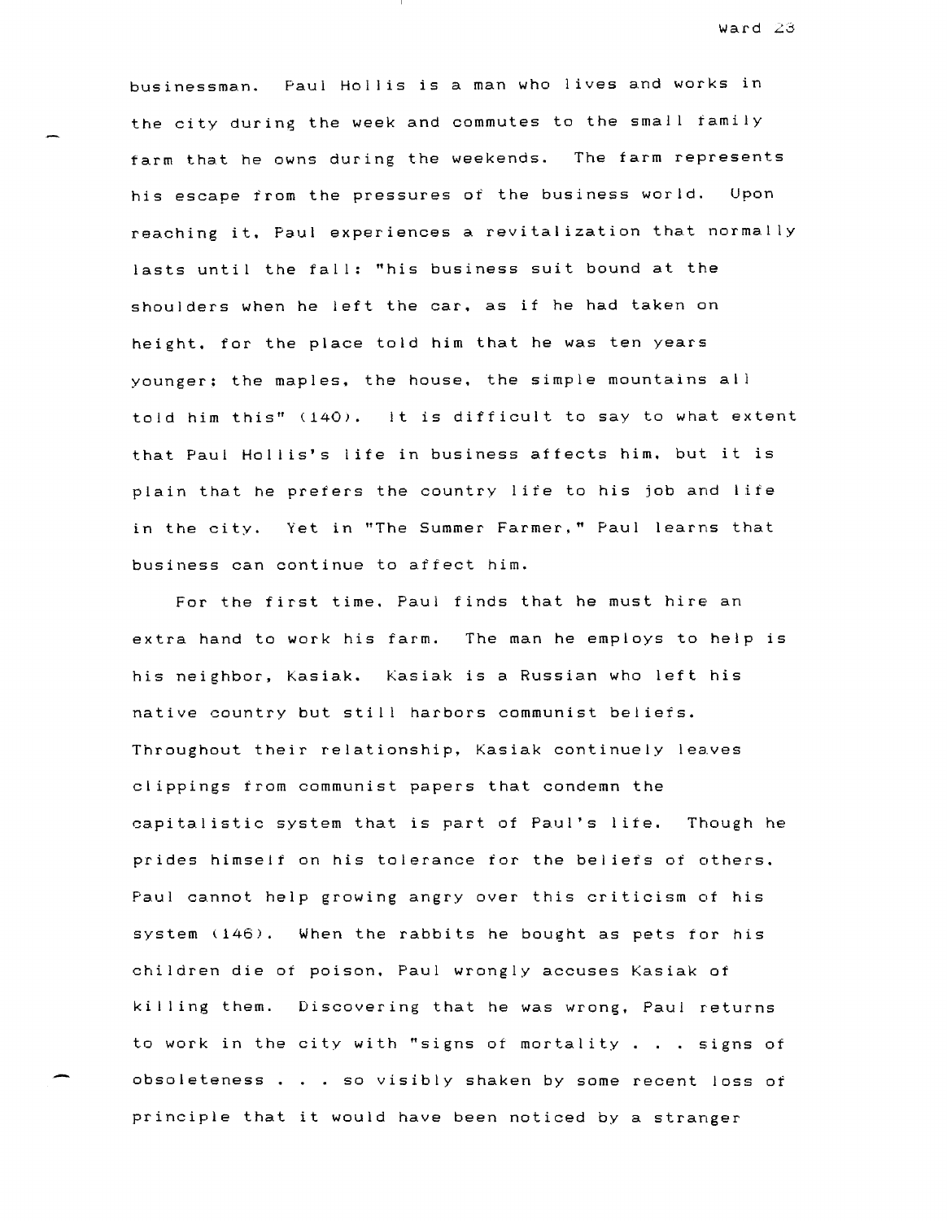businessman. Paul Hollis is a man who lives and works in the city during the week and commutes to the small family farm that he owns during the weekends. The farm represents his escape from the pressures of the business world. Upon reaching it, Paul experiences a revitalization that normally lasts until the fall: "his business suit bound at the shoulders when he left the car, as if he had taken on height, for the place told him that he was ten years younger; the maples, the house, the simple mountains all told him this" (140). It is difficult to say to what extent that Paul Hollis's life in business affects him, but it is plain that he prefers the country life to his job and life in the city. Yet in "The Summer Farmer," Paul learns that business can continue to affect him.

For the first time, Paul finds that he must hire an extra hand to work his farm. The man he employs to help is his neighbor, Kasiak. Kasiak is a Russian who left his native country but still harbors communist beliefs. Throughout their relationship, Kasiak continuely leaves clippings from communist papers that condemn the capitalistic system that is part of Paul's life. Though he prides himself on his tolerance for the beliefs of others, Paul cannot help growing angry over this criticism of his system (146). When the rabbits he bought as pets for his children die of poison, Paul wrongly accuses Kasiak of killing them. Discovering that he was wrong, Paul returns to work in the city with "signs of mortality . . . signs of obsoleteness . . . so visibly shaken by some recent loss of principle that it would have been noticed by a stranger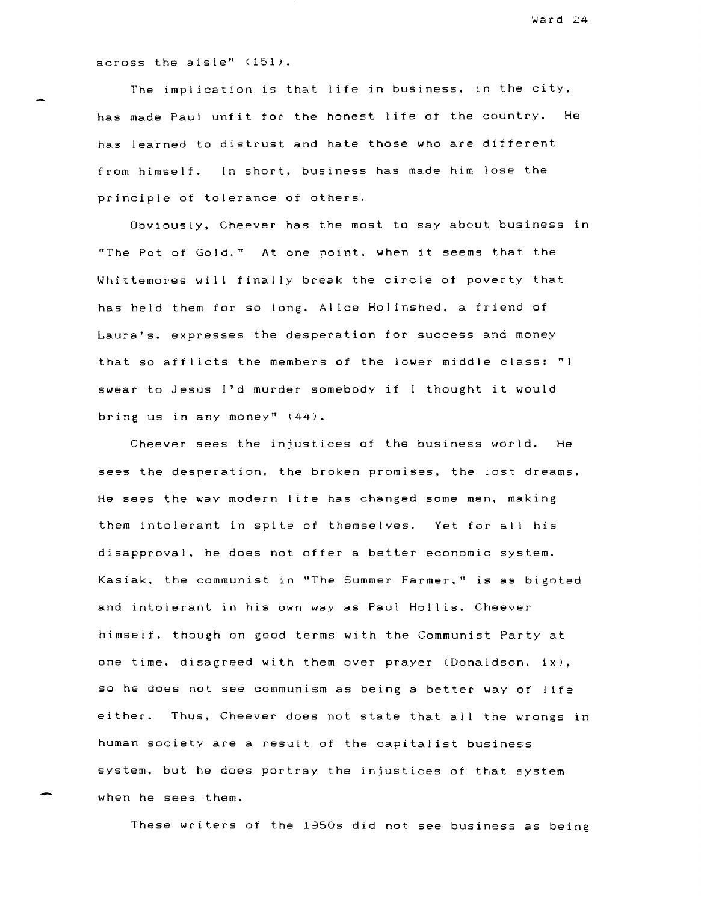across the aisle" (151).

The implication is that life in business, in the city, has made Paul unfit for the honest life of the country. He has learned to distrust and hate those who are different from himself. In short, business has made him lose the principle of tolerance of others.

Obviously, Cheever has the most to say about business in "The Pot of Gold." At one point, when it seems that the Whittemores will finally break the circle of poverty that has held them for so long, Alice Holinshed, a friend of Laura's, expresses the desperation for success and money that so afflicts the members of the lower middle class: "I swear to Jesus I'd murder somebody if I thought it would bring us in any money" (44).

Cheever sees the injustices of the business world. He sees the desperation, the broken promises, the lost dreams. He sees the way modern life has changed some men, making them intolerant in spite of themselves. Yet for all his disapproval, he does not offer a better economic system. Kasiak, the communist in "The Summer Farmer," is as bigoted and intolerant in his own way as Paul Hollis. Cheever himself, though on good terms with the Communist Party at one time, disagreed with them over prayer (Donaldson, ix), so he does not see communism as being a better way of life either. Thus, Cheever does not state that all the wrongs in human society are a result of the capitalist business system, but he does portray the injustices of that system when he sees them.

These writers of the 1950s did not see business as being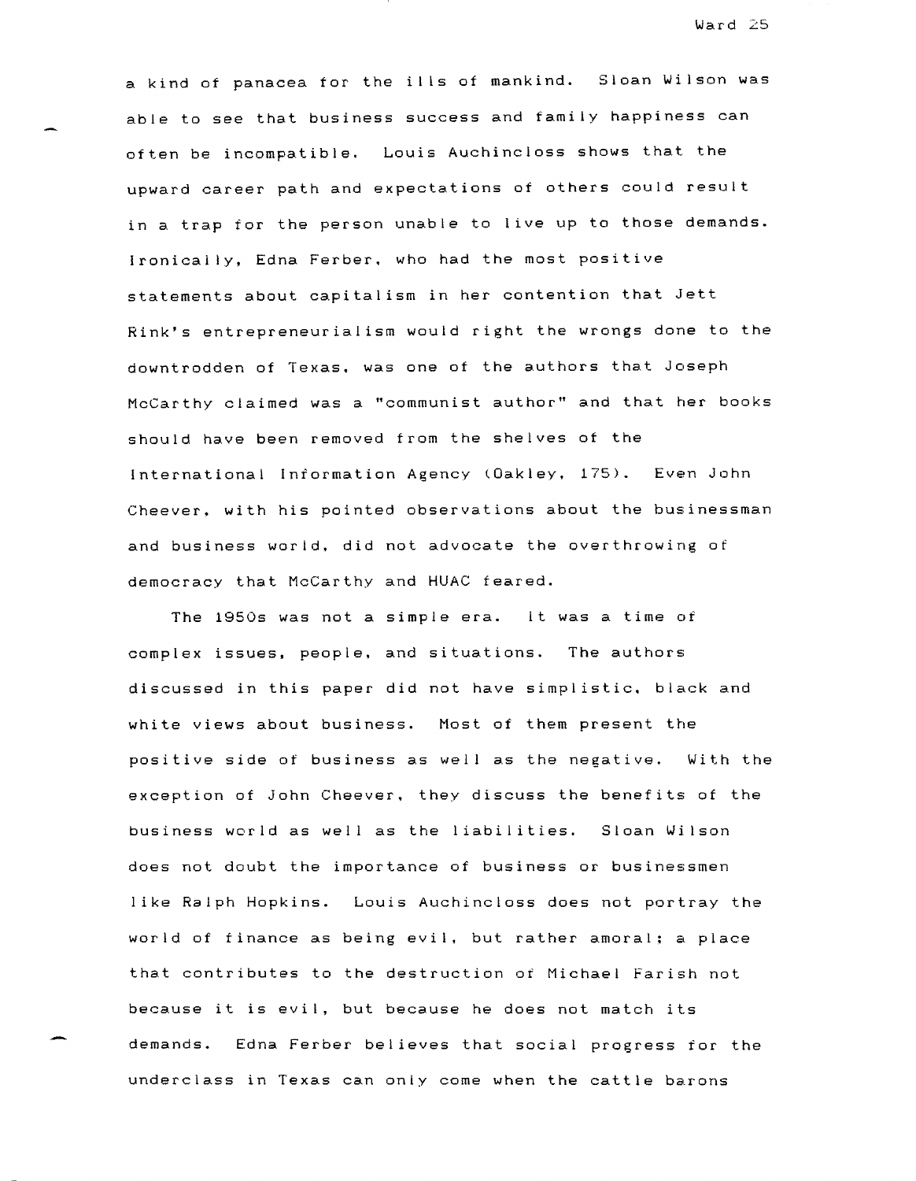a kind of panacea for the ills of mankind. Sloan Wilson was able to see that business success and family happiness can often be incompatible. Louis Auchincloss shows that the upward career path and expectations of others could result in a trap for the person unable to live up to those demands. Ironically, Edna Ferber, who had the most positive statements about capitalism in her contention that Jett Rink's entrepreneurialism would right the wrongs done to the downtrodden of Texas, was one of the authors that Joseph McCarthy claimed was a "communist author" and that her books should have been removed from the shelves of the International Information Agency (Oakley, 175). Even John Cheever, with his pointed observations about the businessman and business world, did not advocate the overthrowing of democracy that McCarthy and HUAC feared.

The 1950s was not a simple era. It was a time of complex issues, people, and situations. The authors discussed in this paper did not have simplistic, black and white views about business. Most of them present the positive side of business as well as the negative. With the exception of John Cheever, they discuss the benefits of the business world as well as the liabilities. Sloan Wilson does not doubt the importance of business or businessmen like Ralph Hopkins. Louis Auchincloss does not portray the world of finance as being evil, but rather amoral; a place that contributes to the destruction of Michael Farish not because it is evil, but because he does not match its demands. Edna Ferber believes that social progress for the underclass in Texas can only come when the cattle barons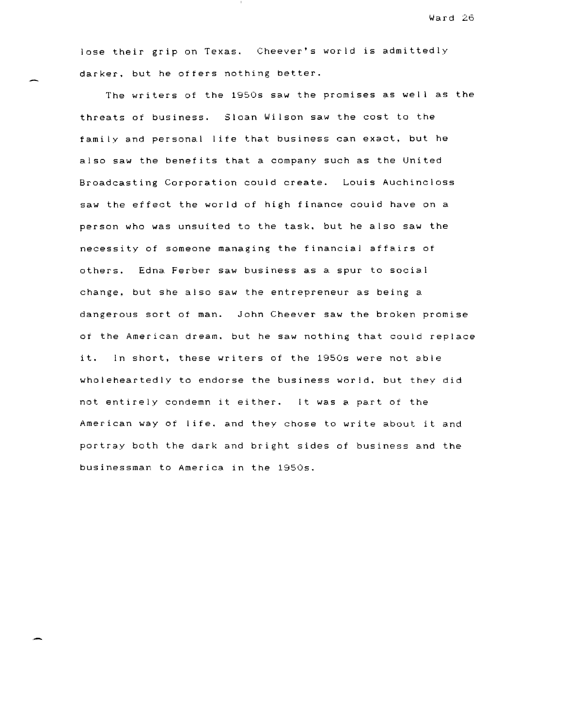lose their grip on Texas. Cheever's world is admittedly darker, but he offers nothing better.

The writers of the 1950s saw the promises as well as the threats of business. Sloan Wilson saw the cost to the family and personal life that business can exact, but he also saw the benefits that a company such as the United Broadcasting Corporation could create. Louis Auchincloss saw the effect the world of high finance could have on a person who was unsuited to the task, but he also saw the necessity of someone managing the financial affairs of others. Edna Ferber saw business as a spur to social change, but she also saw the entrepreneur as being a dangerous sort of man. John Cheever saw the broken promise of the American dream, but he saw nothing that could replace it. In short, these writers of the 1950s were not able wholeheartedly to endorse the business world, but they did not entirely condemn it either. It was a part of the American way of life, and they chose to write about it and portray both the dark and bright sides of business and the businessman to America in the 1950s.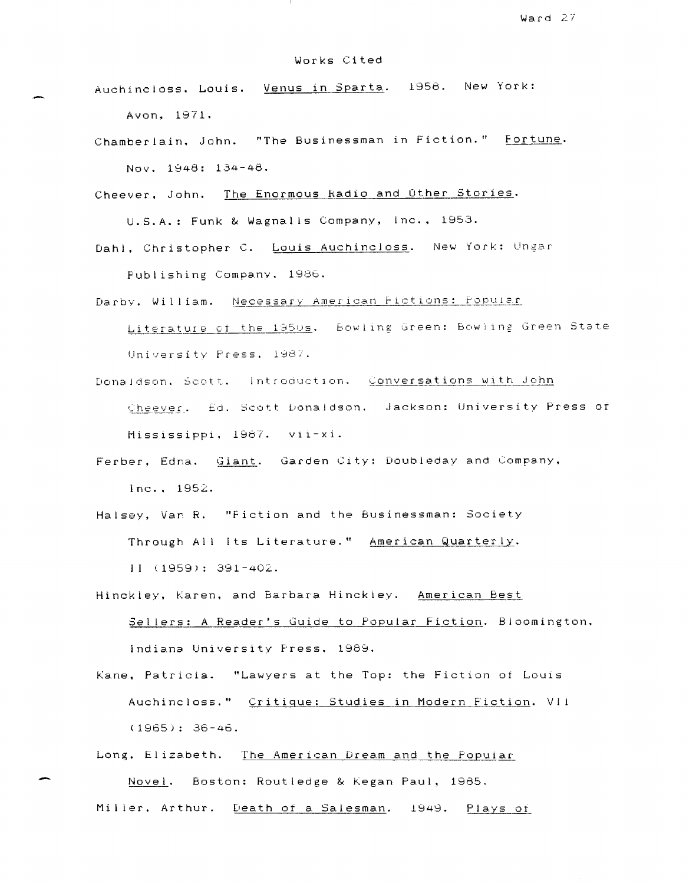## Works Cited

Auchincloss, Louis. Venus in Sparta. 1958. New York: Avon, 1971.

Chamberlain, John. "The Businessman in Fiction." Fortune. Nov. 1948: 134-48.

Cheever, John. The Enormous Radio and Other Stories. U.S.A.: Funk & Wagnalls Company, Inc., 1953.

Dahl, Christopher C. Louis Auchincloss. New York: Ungar Publishing Company, 1986.

Darby, William. Necessary American Fictions: Popular Literature of the 1950s. Bowling Green: Bowling Green State University Press, 1987.

Donaldson, Scott. Introduction. Conversations with John Cheever. Ed. Scott Donaldson. Jackson: University Press of Mississippi, 1987. vii-xi.

Ferber, Edna. Giant. Garden City: Doubleday and Company, Inc., 1952.

Halsey, Van R. "Fiction and the Businessman: Society Through All Its Literature." American Quarterly. II (1959): 391-402.

Hinckley, Karen, and Barbara Hinckley. American Best Sellers: A Reader's Guide to Popular Fiction. Bloomington, Indiana University Press, 1989.

Kane, Patricia. "Lawyers at the Top: the Fiction of Louis Auchincloss." Critique: Studies in Modern Fiction. VII (1965): 36-46.

Long, Elizabeth. The American Dream and the Popular Novel. Boston: Routledge & Kegan Paul, 1985.

Miller, Arthur. Death of a Salesman. 1949. Plays of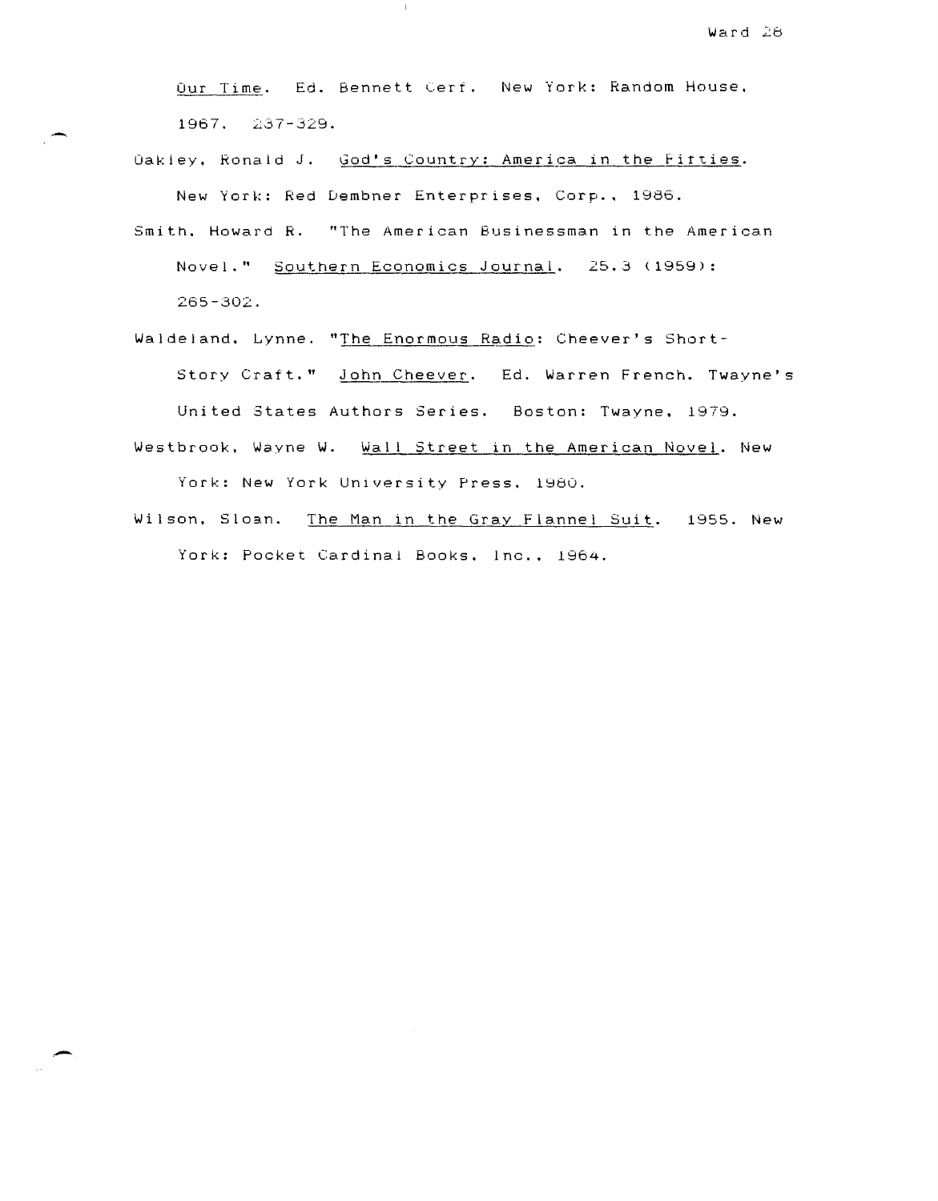Our Time. Ed. Bennett Cerf. New York: Random House, 1967. 237-329.

Oakley, Ronald J. God's Country: America in the Fifties. New York: Red Dembner Enterprises, Corp., 1986.

Smith, Howard R. "The American Businessman in the American Novel." Southern Economics Journal. 25.3 (1959): 265-302.

Waldeland, Lynne. "The Enormous Radio: Cheever's Short-Story Craft." John Cheever. Ed. Warren French. Twayne's United States Authors Series. Boston: Twayne, 1979.

Westbrook, Wayne W. Wall Street in the American Novel. New York: New York University Press, 1980.

Wilson, Sloan. The Man in the Gray Flannel Suit. 1955. New York: Pocket Cardinal Books, Inc., 1964.